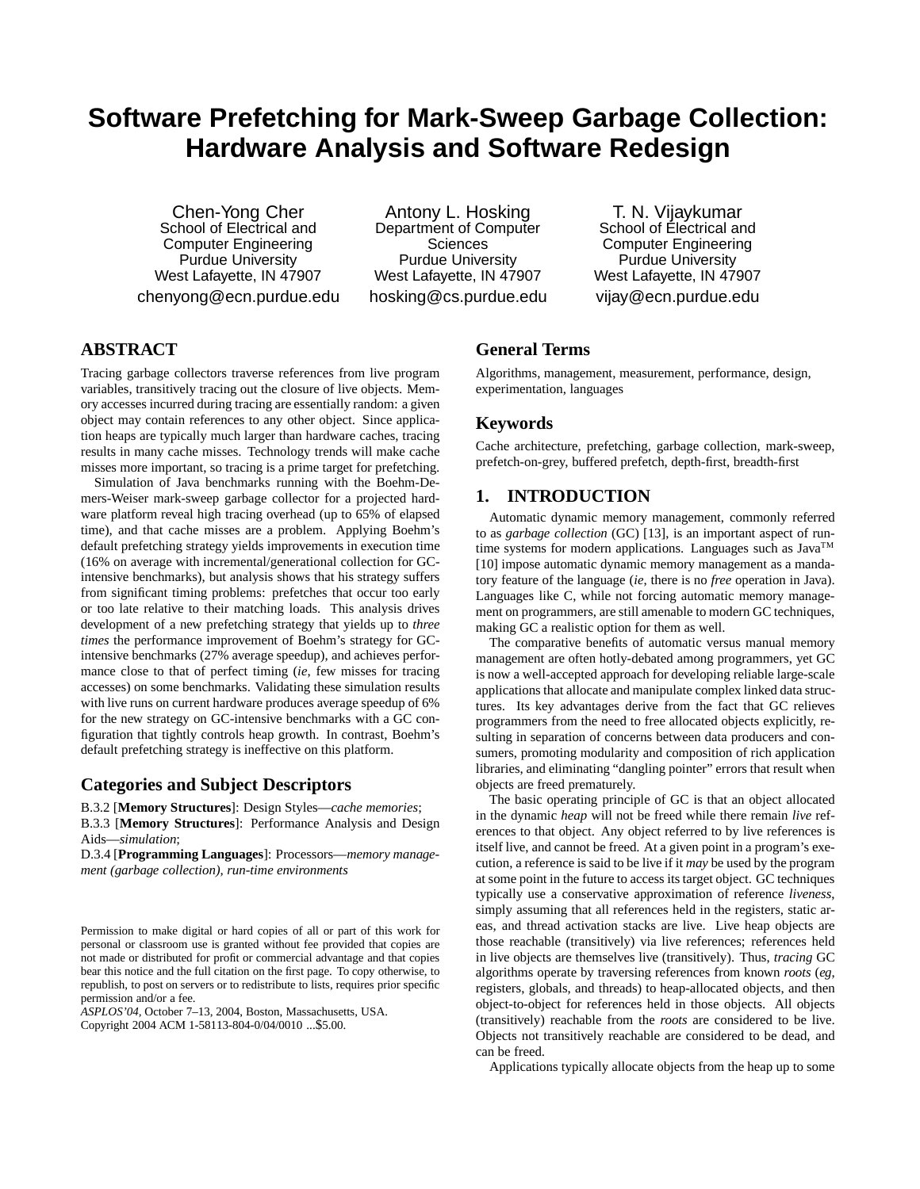# Software Prefetching for Mark-Sweep Garbage Collection: Hardware Analysis and Software Redesign

Chen-Yong Cher
School of Electrical and Computer Engineering
Purdue University
West Lafayette, IN 47907
chenyong@ecn.purdue.edu

Antony L. Hosking
Department of Computer Sciences
Purdue University
West Lafayette, IN 47907
hosking@cs.purdue.edu

T. N. Vijaykumar
School of Electrical and Computer Engineering
Purdue University
West Lafayette, IN 47907
vijay@ecn.purdue.edu

## ABSTRACT

Tracing garbage collectors traverse references from live program variables, transitively tracing out the closure of live objects. Memory accesses incurred during tracing are essentially random: a given object may contain references to any other object. Since application heaps are typically much larger than hardware caches, tracing results in many cache misses. Technology trends will make cache misses more important, so tracing is a prime target for prefetching.

Simulation of Java benchmarks running with the Boehm-Demers-Weiser mark-sweep garbage collector for a projected hardware platform reveal high tracing overhead (up to 65% of elapsed time), and that cache misses are a problem. Applying Boehm's default prefetching strategy yields improvements in execution time (16% on average with incremental/generational collection for GC-intensive benchmarks), but analysis shows that his strategy suffers from significant timing problems: prefetches that occur too early or too late relative to their matching loads. This analysis drives development of a new prefetching strategy that yields up to *three times* the performance improvement of Boehm's strategy for GC-intensive benchmarks (27% average speedup), and achieves performance close to that of perfect timing (*ie*, few misses for tracing accesses) on some benchmarks. Validating these simulation results with live runs on current hardware produces average speedup of 6% for the new strategy on GC-intensive benchmarks with a GC configuration that tightly controls heap growth. In contrast, Boehm's default prefetching strategy is ineffective on this platform.

## Categories and Subject Descriptors

B.3.2 [**Memory Structures**]: Design Styles—*cache memories*;
B.3.3 [**Memory Structures**]: Performance Analysis and Design Aids—*simulation*;
D.3.4 [**Programming Languages**]: Processors—*memory management (garbage collection), run-time environments*

Permission to make digital or hard copies of all or part of this work for personal or classroom use is granted without fee provided that copies are not made or distributed for profit or commercial advantage and that copies bear this notice and the full citation on the first page. To copy otherwise, to republish, to post on servers or to redistribute to lists, requires prior specific permission and/or a fee.
*ASPLOS'04,* October 7–13, 2004, Boston, Massachusetts, USA.
Copyright 2004 ACM 1-58113-804-0/04/0010 ...$5.00.

## General Terms

Algorithms, management, measurement, performance, design, experimentation, languages

## Keywords

Cache architecture, prefetching, garbage collection, mark-sweep, prefetch-on-grey, buffered prefetch, depth-first, breadth-first

## 1. INTRODUCTION

Automatic dynamic memory management, commonly referred to as *garbage collection* (GC) [13], is an important aspect of runtime systems for modern applications. Languages such as Java™ [10] impose automatic dynamic memory management as a mandatory feature of the language (*ie*, there is no *free* operation in Java). Languages like C, while not forcing automatic memory management on programmers, are still amenable to modern GC techniques, making GC a realistic option for them as well.

The comparative benefits of automatic versus manual memory management are often hotly-debated among programmers, yet GC is now a well-accepted approach for developing reliable large-scale applications that allocate and manipulate complex linked data structures. Its key advantages derive from the fact that GC relieves programmers from the need to free allocated objects explicitly, resulting in separation of concerns between data producers and consumers, promoting modularity and composition of rich application libraries, and eliminating "dangling pointer" errors that result when objects are freed prematurely.

The basic operating principle of GC is that an object allocated in the dynamic *heap* will not be freed while there remain *live* references to that object. Any object referred to by live references is itself live, and cannot be freed. At a given point in a program's execution, a reference is said to be live if it *may* be used by the program at some point in the future to access its target object. GC techniques typically use a conservative approximation of reference *liveness*, simply assuming that all references held in the registers, static areas, and thread activation stacks are live. Live heap objects are those reachable (transitively) via live references; references held in live objects are themselves live (transitively). Thus, *tracing* GC algorithms operate by traversing references from known *roots* (*eg*, registers, globals, and threads) to heap-allocated objects, and then object-to-object for references held in those objects. All objects (transitively) reachable from the *roots* are considered to be live. Objects not transitively reachable are considered to be dead, and can be freed.

Applications typically allocate objects from the heap up to some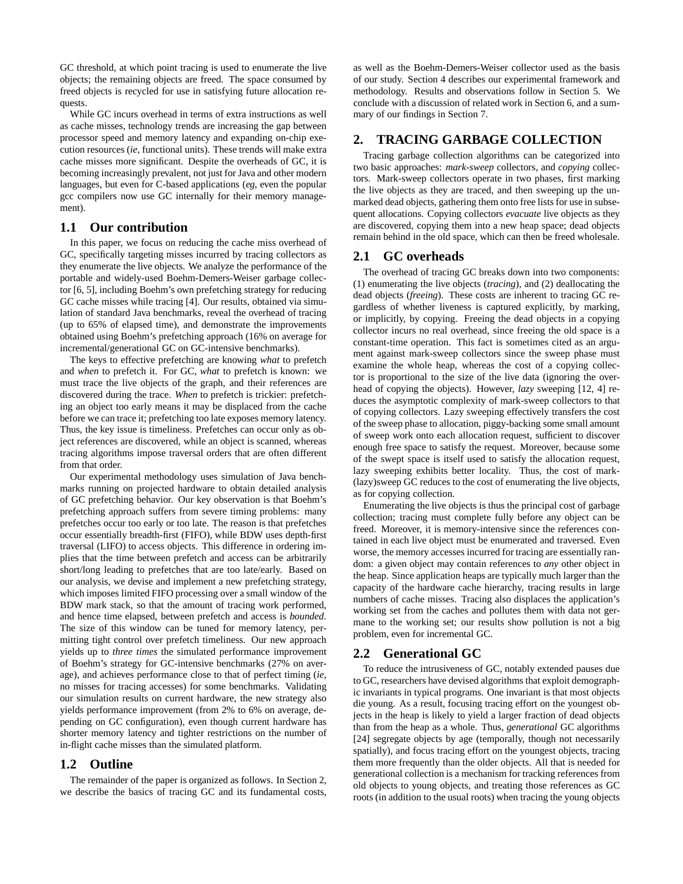GC threshold, at which point tracing is used to enumerate the live objects; the remaining objects are freed. The space consumed by freed objects is recycled for use in satisfying future allocation requests.

While GC incurs overhead in terms of extra instructions as well as cache misses, technology trends are increasing the gap between processor speed and memory latency and expanding on-chip execution resources (*ie*, functional units). These trends will make extra cache misses more significant. Despite the overheads of GC, it is becoming increasingly prevalent, not just for Java and other modern languages, but even for C-based applications (*eg*, even the popular gcc compilers now use GC internally for their memory management).

## 1.1 Our contribution

In this paper, we focus on reducing the cache miss overhead of GC, specifically targeting misses incurred by tracing collectors as they enumerate the live objects. We analyze the performance of the portable and widely-used Boehm-Demers-Weiser garbage collector [6, 5], including Boehm's own prefetching strategy for reducing GC cache misses while tracing [4]. Our results, obtained via simulation of standard Java benchmarks, reveal the overhead of tracing (up to 65% of elapsed time), and demonstrate the improvements obtained using Boehm's prefetching approach (16% on average for incremental/generational GC on GC-intensive benchmarks).

The keys to effective prefetching are knowing *what* to prefetch and *when* to prefetch it. For GC, *what* to prefetch is known: we must trace the live objects of the graph, and their references are discovered during the trace. *When* to prefetch is trickier: prefetching an object too early means it may be displaced from the cache before we can trace it; prefetching too late exposes memory latency. Thus, the key issue is timeliness. Prefetches can occur only as object references are discovered, while an object is scanned, whereas tracing algorithms impose traversal orders that are often different from that order.

Our experimental methodology uses simulation of Java benchmarks running on projected hardware to obtain detailed analysis of GC prefetching behavior. Our key observation is that Boehm's prefetching approach suffers from severe timing problems: many prefetches occur too early or too late. The reason is that prefetches occur essentially breadth-first (FIFO), while BDW uses depth-first traversal (LIFO) to access objects. This difference in ordering implies that the time between prefetch and access can be arbitrarily short/long leading to prefetches that are too late/early. Based on our analysis, we devise and implement a new prefetching strategy, which imposes limited FIFO processing over a small window of the BDW mark stack, so that the amount of tracing work performed, and hence time elapsed, between prefetch and access is *bounded*. The size of this window can be tuned for memory latency, permitting tight control over prefetch timeliness. Our new approach yields up to *three times* the simulated performance improvement of Boehm's strategy for GC-intensive benchmarks (27% on average), and achieves performance close to that of perfect timing (*ie*, no misses for tracing accesses) for some benchmarks. Validating our simulation results on current hardware, the new strategy also yields performance improvement (from 2% to 6% on average, depending on GC configuration), even though current hardware has shorter memory latency and tighter restrictions on the number of in-flight cache misses than the simulated platform.

## 1.2 Outline

The remainder of the paper is organized as follows. In Section 2, we describe the basics of tracing GC and its fundamental costs, as well as the Boehm-Demers-Weiser collector used as the basis of our study. Section 4 describes our experimental framework and methodology. Results and observations follow in Section 5. We conclude with a discussion of related work in Section 6, and a summary of our findings in Section 7.

# 2. TRACING GARBAGE COLLECTION

Tracing garbage collection algorithms can be categorized into two basic approaches: *mark-sweep* collectors, and *copying* collectors. Mark-sweep collectors operate in two phases, first marking the live objects as they are traced, and then sweeping up the unmarked dead objects, gathering them onto free lists for use in subsequent allocations. Copying collectors *evacuate* live objects as they are discovered, copying them into a new heap space; dead objects remain behind in the old space, which can then be freed wholesale.

## 2.1 GC overheads

The overhead of tracing GC breaks down into two components: (1) enumerating the live objects (*tracing*), and (2) deallocating the dead objects (*freeing*). These costs are inherent to tracing GC regardless of whether liveness is captured explicitly, by marking, or implicitly, by copying. Freeing the dead objects in a copying collector incurs no real overhead, since freeing the old space is a constant-time operation. This fact is sometimes cited as an argument against mark-sweep collectors since the sweep phase must examine the whole heap, whereas the cost of a copying collector is proportional to the size of the live data (ignoring the overhead of copying the objects). However, *lazy* sweeping [12, 4] reduces the asymptotic complexity of mark-sweep collectors to that of copying collectors. Lazy sweeping effectively transfers the cost of the sweep phase to allocation, piggy-backing some small amount of sweep work onto each allocation request, sufficient to discover enough free space to satisfy the request. Moreover, because some of the swept space is itself used to satisfy the allocation request, lazy sweeping exhibits better locality. Thus, the cost of mark-(lazy)sweep GC reduces to the cost of enumerating the live objects, as for copying collection.

Enumerating the live objects is thus the principal cost of garbage collection; tracing must complete fully before any object can be freed. Moreover, it is memory-intensive since the references contained in each live object must be enumerated and traversed. Even worse, the memory accesses incurred for tracing are essentially random: a given object may contain references to *any* other object in the heap. Since application heaps are typically much larger than the capacity of the hardware cache hierarchy, tracing results in large numbers of cache misses. Tracing also displaces the application's working set from the caches and pollutes them with data not germane to the working set; our results show pollution is not a big problem, even for incremental GC.

## 2.2 Generational GC

To reduce the intrusiveness of GC, notably extended pauses due to GC, researchers have devised algorithms that exploit demographic invariants in typical programs. One invariant is that most objects die young. As a result, focusing tracing effort on the youngest objects in the heap is likely to yield a larger fraction of dead objects than from the heap as a whole. Thus, *generational* GC algorithms [24] segregate objects by age (temporally, though not necessarily spatially), and focus tracing effort on the youngest objects, tracing them more frequently than the older objects. All that is needed for generational collection is a mechanism for tracking references from old objects to young objects, and treating those references as GC roots (in addition to the usual roots) when tracing the young objects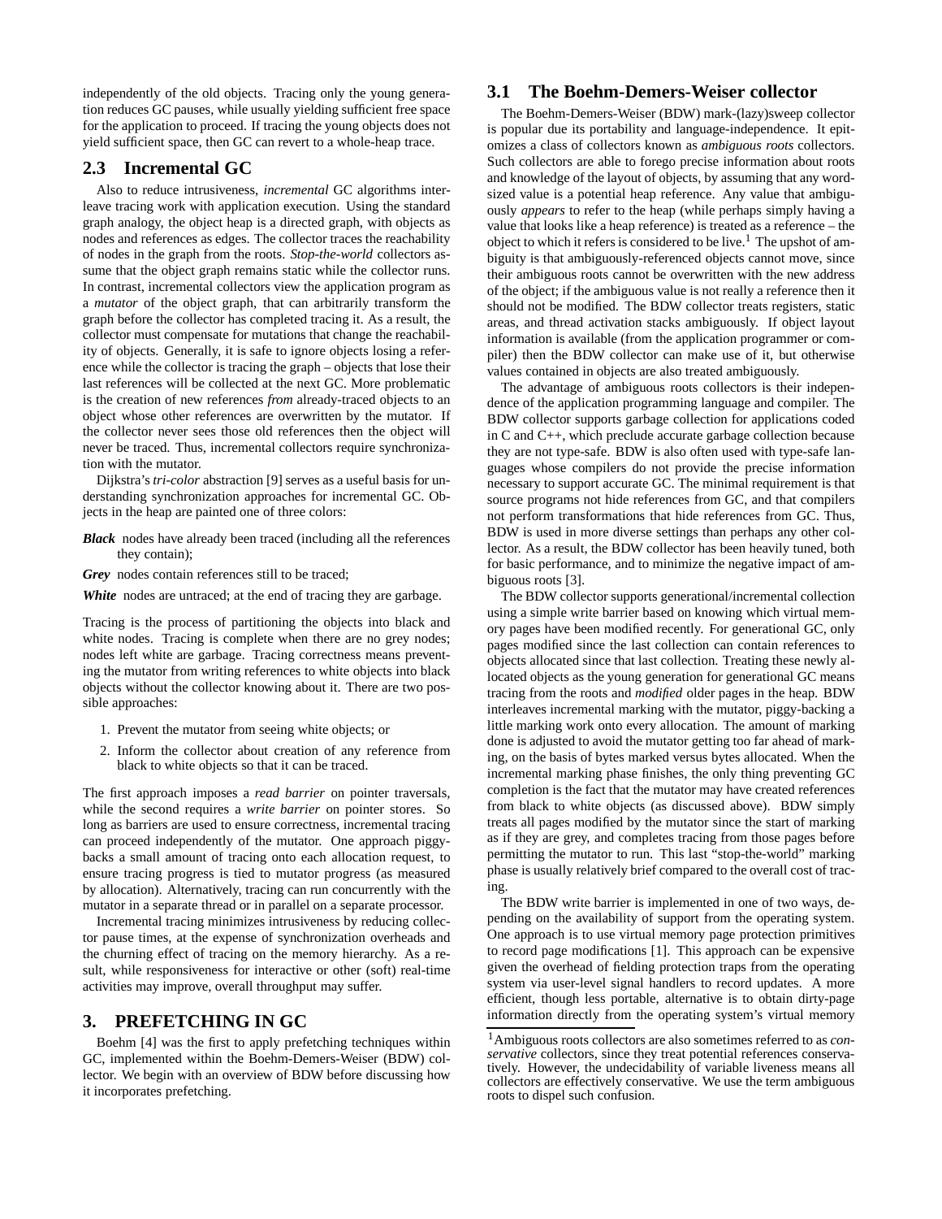independently of the old objects. Tracing only the young generation reduces GC pauses, while usually yielding sufficient free space for the application to proceed. If tracing the young objects does not yield sufficient space, then GC can revert to a whole-heap trace.

## 2.3 Incremental GC

Also to reduce intrusiveness, *incremental* GC algorithms interleave tracing work with application execution. Using the standard graph analogy, the object heap is a directed graph, with objects as nodes and references as edges. The collector traces the reachability of nodes in the graph from the roots. *Stop-the-world* collectors assume that the object graph remains static while the collector runs. In contrast, incremental collectors view the application program as a *mutator* of the object graph, that can arbitrarily transform the graph before the collector has completed tracing it. As a result, the collector must compensate for mutations that change the reachability of objects. Generally, it is safe to ignore objects losing a reference while the collector is tracing the graph – objects that lose their last references will be collected at the next GC. More problematic is the creation of new references *from* already-traced objects to an object whose other references are overwritten by the mutator. If the collector never sees those old references then the object will never be traced. Thus, incremental collectors require synchronization with the mutator.

Dijkstra's *tri-color* abstraction [9] serves as a useful basis for understanding synchronization approaches for incremental GC. Objects in the heap are painted one of three colors:

***Black*** nodes have already been traced (including all the references they contain);

***Grey*** nodes contain references still to be traced;

***White*** nodes are untraced; at the end of tracing they are garbage.

Tracing is the process of partitioning the objects into black and white nodes. Tracing is complete when there are no grey nodes; nodes left white are garbage. Tracing correctness means preventing the mutator from writing references to white objects into black objects without the collector knowing about it. There are two possible approaches:

1. Prevent the mutator from seeing white objects; or
2. Inform the collector about creation of any reference from black to white objects so that it can be traced.

The first approach imposes a *read barrier* on pointer traversals, while the second requires a *write barrier* on pointer stores. So long as barriers are used to ensure correctness, incremental tracing can proceed independently of the mutator. One approach piggybacks a small amount of tracing onto each allocation request, to ensure tracing progress is tied to mutator progress (as measured by allocation). Alternatively, tracing can run concurrently with the mutator in a separate thread or in parallel on a separate processor.

Incremental tracing minimizes intrusiveness by reducing collector pause times, at the expense of synchronization overheads and the churning effect of tracing on the memory hierarchy. As a result, while responsiveness for interactive or other (soft) real-time activities may improve, overall throughput may suffer.

# 3. PREFETCHING IN GC

Boehm [4] was the first to apply prefetching techniques within GC, implemented within the Boehm-Demers-Weiser (BDW) collector. We begin with an overview of BDW before discussing how it incorporates prefetching.

## 3.1 The Boehm-Demers-Weiser collector

The Boehm-Demers-Weiser (BDW) mark-(lazy)sweep collector is popular due its portability and language-independence. It epitomizes a class of collectors known as *ambiguous roots* collectors. Such collectors are able to forego precise information about roots and knowledge of the layout of objects, by assuming that any word-sized value is a potential heap reference. Any value that ambiguously *appears* to refer to the heap (while perhaps simply having a value that looks like a heap reference) is treated as a reference – the object to which it refers is considered to be live.[1] The upshot of ambiguity is that ambiguously-referenced objects cannot move, since their ambiguous roots cannot be overwritten with the new address of the object; if the ambiguous value is not really a reference then it should not be modified. The BDW collector treats registers, static areas, and thread activation stacks ambiguously. If object layout information is available (from the application programmer or compiler) then the BDW collector can make use of it, but otherwise values contained in objects are also treated ambiguously.

The advantage of ambiguous roots collectors is their independence of the application programming language and compiler. The BDW collector supports garbage collection for applications coded in C and C++, which preclude accurate garbage collection because they are not type-safe. BDW is also often used with type-safe languages whose compilers do not provide the precise information necessary to support accurate GC. The minimal requirement is that source programs not hide references from GC, and that compilers not perform transformations that hide references from GC. Thus, BDW is used in more diverse settings than perhaps any other collector. As a result, the BDW collector has been heavily tuned, both for basic performance, and to minimize the negative impact of ambiguous roots [3].

The BDW collector supports generational/incremental collection using a simple write barrier based on knowing which virtual memory pages have been modified recently. For generational GC, only pages modified since the last collection can contain references to objects allocated since that last collection. Treating these newly allocated objects as the young generation for generational GC means tracing from the roots and *modified* older pages in the heap. BDW interleaves incremental marking with the mutator, piggy-backing a little marking work onto every allocation. The amount of marking done is adjusted to avoid the mutator getting too far ahead of marking, on the basis of bytes marked versus bytes allocated. When the incremental marking phase finishes, the only thing preventing GC completion is the fact that the mutator may have created references from black to white objects (as discussed above). BDW simply treats all pages modified by the mutator since the start of marking as if they are grey, and completes tracing from those pages before permitting the mutator to run. This last "stop-the-world" marking phase is usually relatively brief compared to the overall cost of tracing.

The BDW write barrier is implemented in one of two ways, depending on the availability of support from the operating system. One approach is to use virtual memory page protection primitives to record page modifications [1]. This approach can be expensive given the overhead of fielding protection traps from the operating system via user-level signal handlers to record updates. A more efficient, though less portable, alternative is to obtain dirty-page information directly from the operating system's virtual memory

[1] Ambiguous roots collectors are also sometimes referred to as *conservative* collectors, since they treat potential references conservatively. However, the undecidability of variable liveness means all collectors are effectively conservative. We use the term ambiguous roots to dispel such confusion.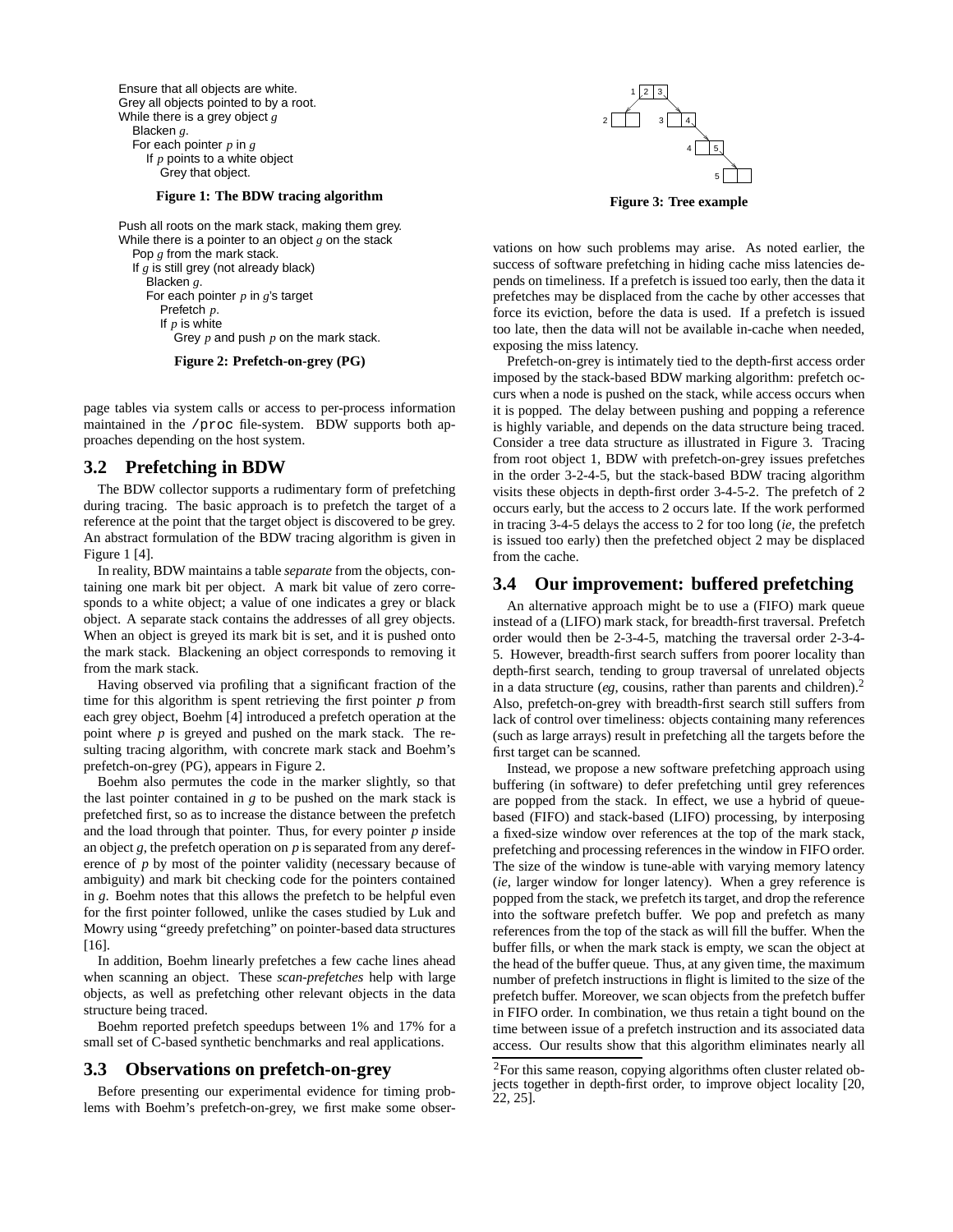```
Ensure that all objects are white.
Grey all objects pointed to by a root.
While there is a grey object g
   Blacken g.
   For each pointer p in g
      If p points to a white object
         Grey that object.
```

**Figure 1: The BDW tracing algorithm**

```
Push all roots on the mark stack, making them grey.
While there is a pointer to an object g on the stack
   Pop g from the mark stack.
   If g is still grey (not already black)
      Blacken g.
      For each pointer p in g's target
         Prefetch p.
         If p is white
            Grey p and push p on the mark stack.
```

**Figure 2: Prefetch-on-grey (PG)**

page tables via system calls or access to per-process information maintained in the /proc file-system. BDW supports both approaches depending on the host system.

## 3.2 Prefetching in BDW

The BDW collector supports a rudimentary form of prefetching during tracing. The basic approach is to prefetch the target of a reference at the point that the target object is discovered to be grey. An abstract formulation of the BDW tracing algorithm is given in Figure 1 [4].

In reality, BDW maintains a table *separate* from the objects, containing one mark bit per object. A mark bit value of zero corresponds to a white object; a value of one indicates a grey or black object. A separate stack contains the addresses of all grey objects. When an object is greyed its mark bit is set, and it is pushed onto the mark stack. Blackening an object corresponds to removing it from the mark stack.

Having observed via profiling that a significant fraction of the time for this algorithm is spent retrieving the first pointer $p$ from each grey object, Boehm [4] introduced a prefetch operation at the point where $p$ is greyed and pushed on the mark stack. The resulting tracing algorithm, with concrete mark stack and Boehm's prefetch-on-grey (PG), appears in Figure 2.

Boehm also permutes the code in the marker slightly, so that the last pointer contained in $g$ to be pushed on the mark stack is prefetched first, so as to increase the distance between the prefetch and the load through that pointer. Thus, for every pointer $p$ inside an object $g$, the prefetch operation on $p$ is separated from any dereference of $p$ by most of the pointer validity (necessary because of ambiguity) and mark bit checking code for the pointers contained in $g$. Boehm notes that this allows the prefetch to be helpful even for the first pointer followed, unlike the cases studied by Luk and Mowry using "greedy prefetching" on pointer-based data structures [16].

In addition, Boehm linearly prefetches a few cache lines ahead when scanning an object. These *scan-prefetches* help with large objects, as well as prefetching other relevant objects in the data structure being traced.

Boehm reported prefetch speedups between 1% and 17% for a small set of C-based synthetic benchmarks and real applications.

## 3.3 Observations on prefetch-on-grey

Before presenting our experimental evidence for timing problems with Boehm's prefetch-on-grey, we first make some observations on how such problems may arise. As noted earlier, the success of software prefetching in hiding cache miss latencies depends on timeliness. If a prefetch is issued too early, then the data it prefetches may be displaced from the cache by other accesses that force its eviction, before the data is used. If a prefetch is issued too late, then the data will not be available in-cache when needed, exposing the miss latency.

**Figure 3: Tree example**

Prefetch-on-grey is intimately tied to the depth-first access order imposed by the stack-based BDW marking algorithm: prefetch occurs when a node is pushed on the stack, while access occurs when it is popped. The delay between pushing and popping a reference is highly variable, and depends on the data structure being traced. Consider a tree data structure as illustrated in Figure 3. Tracing from root object 1, BDW with prefetch-on-grey issues prefetches in the order 3-2-4-5, but the stack-based BDW tracing algorithm visits these objects in depth-first order 3-4-5-2. The prefetch of 2 occurs early, but the access to 2 occurs late. If the work performed in tracing 3-4-5 delays the access to 2 for too long (*ie*, the prefetch is issued too early) then the prefetched object 2 may be displaced from the cache.

## 3.4 Our improvement: buffered prefetching

An alternative approach might be to use a (FIFO) mark queue instead of a (LIFO) mark stack, for breadth-first traversal. Prefetch order would then be 2-3-4-5, matching the traversal order 2-3-4-5. However, breadth-first search suffers from poorer locality than depth-first search, tending to group traversal of unrelated objects in a data structure (*eg*, cousins, rather than parents and children).[2] Also, prefetch-on-grey with breadth-first search still suffers from lack of control over timeliness: objects containing many references (such as large arrays) result in prefetching all the targets before the first target can be scanned.

Instead, we propose a new software prefetching approach using buffering (in software) to defer prefetching until grey references are popped from the stack. In effect, we use a hybrid of queue-based (FIFO) and stack-based (LIFO) processing, by interposing a fixed-size window over references at the top of the mark stack, prefetching and processing references in the window in FIFO order. The size of the window is tune-able with varying memory latency (*ie*, larger window for longer latency). When a grey reference is popped from the stack, we prefetch its target, and drop the reference into the software prefetch buffer. We pop and prefetch as many references from the top of the stack as will fill the buffer. When the buffer fills, or when the mark stack is empty, we scan the object at the head of the buffer queue. Thus, at any given time, the maximum number of prefetch instructions in flight is limited to the size of the prefetch buffer. Moreover, we scan objects from the prefetch buffer in FIFO order. In combination, we thus retain a tight bound on the time between issue of a prefetch instruction and its associated data access. Our results show that this algorithm eliminates nearly all

[2] For this same reason, copying algorithms often cluster related objects together in depth-first order, to improve object locality [20, 22, 25].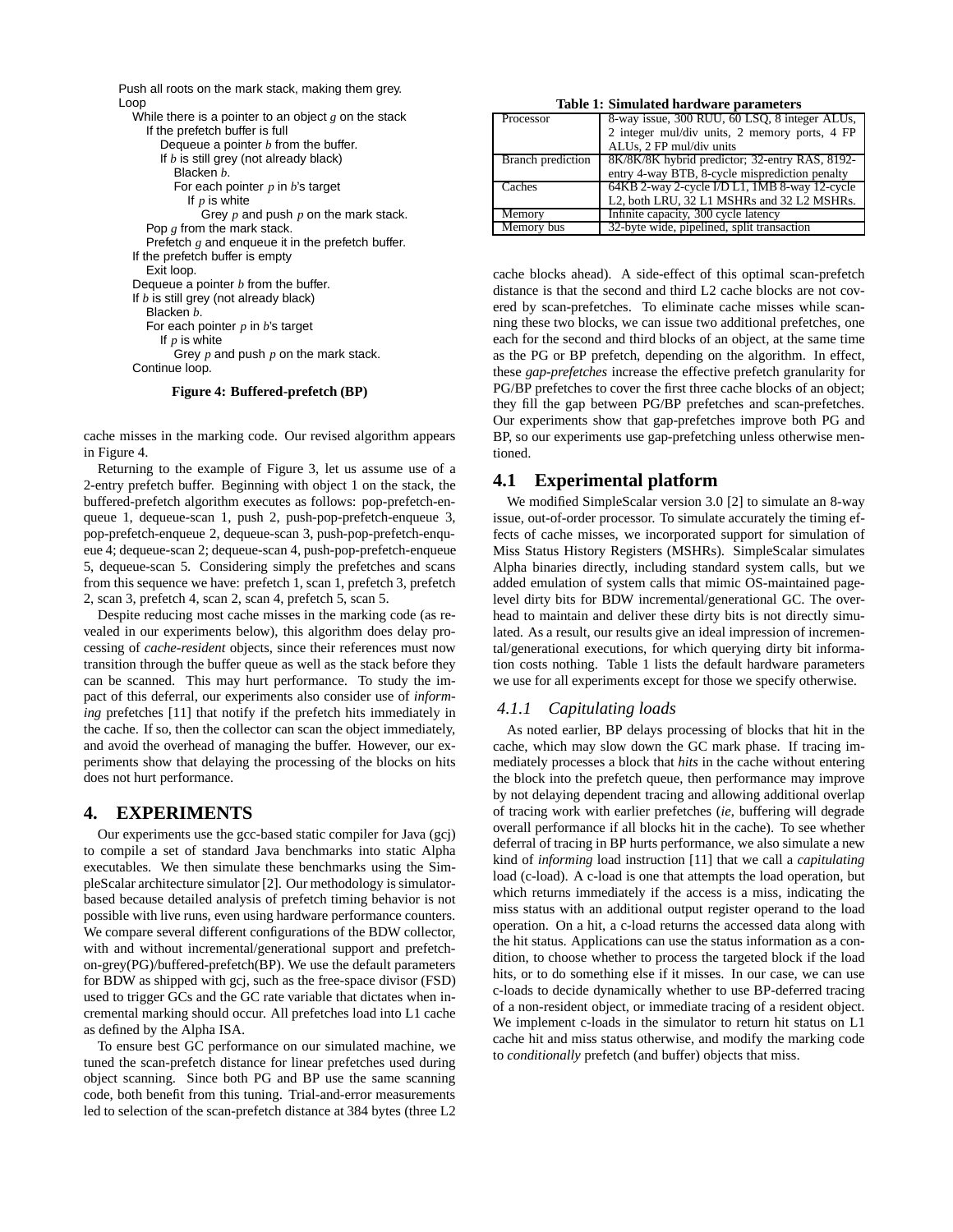```
Push all roots on the mark stack, making them grey.
Loop
  While there is a pointer to an object g on the stack
    If the prefetch buffer is full
      Dequeue a pointer b from the buffer.
      If b is still grey (not already black)
        Blacken b.
        For each pointer p in b's target
          If p is white
            Grey p and push p on the mark stack.
    Pop g from the mark stack.
    Prefetch g and enqueue it in the prefetch buffer.
  If the prefetch buffer is empty
    Exit loop.
  Dequeue a pointer b from the buffer.
  If b is still grey (not already black)
    Blacken b.
    For each pointer p in b's target
      If p is white
        Grey p and push p on the mark stack.
  Continue loop.
```

**Figure 4: Buffered-prefetch (BP)**

cache misses in the marking code. Our revised algorithm appears in Figure 4.

Returning to the example of Figure 3, let us assume use of a 2-entry prefetch buffer. Beginning with object 1 on the stack, the buffered-prefetch algorithm executes as follows: pop-prefetch-enqueue 1, dequeue-scan 1, push 2, push-pop-prefetch-enqueue 3, pop-prefetch-enqueue 2, dequeue-scan 3, push-pop-prefetch-enqueue 4; dequeue-scan 2; dequeue-scan 4, push-pop-prefetch-enqueue 5, dequeue-scan 5. Considering simply the prefetches and scans from this sequence we have: prefetch 1, scan 1, prefetch 3, prefetch 2, scan 3, prefetch 4, scan 2, scan 4, prefetch 5, scan 5.

Despite reducing most cache misses in the marking code (as revealed in our experiments below), this algorithm does delay processing of *cache-resident* objects, since their references must now transition through the buffer queue as well as the stack before they can be scanned. This may hurt performance. To study the impact of this deferral, our experiments also consider use of *informing* prefetches [11] that notify if the prefetch hits immediately in the cache. If so, then the collector can scan the object immediately, and avoid the overhead of managing the buffer. However, our experiments show that delaying the processing of the blocks on hits does not hurt performance.

## 4. EXPERIMENTS

Our experiments use the gcc-based static compiler for Java (gcj) to compile a set of standard Java benchmarks into static Alpha executables. We then simulate these benchmarks using the SimpleScalar architecture simulator [2]. Our methodology is simulator-based because detailed analysis of prefetch timing behavior is not possible with live runs, even using hardware performance counters. We compare several different configurations of the BDW collector, with and without incremental/generational support and prefetch-on-grey(PG)/buffered-prefetch(BP). We use the default parameters for BDW as shipped with gcj, such as the free-space divisor (FSD) used to trigger GCs and the GC rate variable that dictates when incremental marking should occur. All prefetches load into L1 cache as defined by the Alpha ISA.

To ensure best GC performance on our simulated machine, we tuned the scan-prefetch distance for linear prefetches used during object scanning. Since both PG and BP use the same scanning code, both benefit from this tuning. Trial-and-error measurements led to selection of the scan-prefetch distance at 384 bytes (three L2 cache blocks ahead). A side-effect of this optimal scan-prefetch distance is that the second and third L2 cache blocks are not covered by scan-prefetches. To eliminate cache misses while scanning these two blocks, we can issue two additional prefetches, one each for the second and third blocks of an object, at the same time as the PG or BP prefetch, depending on the algorithm. In effect, these *gap-prefetches* increase the effective prefetch granularity for PG/BP prefetches to cover the first three cache blocks of an object; they fill the gap between PG/BP prefetches and scan-prefetches. Our experiments show that gap-prefetches improve both PG and BP, so our experiments use gap-prefetching unless otherwise mentioned.

**Table 1: Simulated hardware parameters**

| | |
|---|---|
| Processor | 8-way issue, 300 RUU, 60 LSQ, 8 integer ALUs, 2 integer mul/div units, 2 memory ports, 4 FP ALUs, 2 FP mul/div units |
| Branch prediction | 8K/8K/8K hybrid predictor; 32-entry RAS, 8192-entry 4-way BTB, 8-cycle misprediction penalty |
| Caches | 64KB 2-way 2-cycle I/D L1, 1MB 8-way 12-cycle L2, both LRU, 32 L1 MSHRs and 32 L2 MSHRs. |
| Memory | Infinite capacity, 300 cycle latency |
| Memory bus | 32-byte wide, pipelined, split transaction |

### 4.1 Experimental platform

We modified SimpleScalar version 3.0 [2] to simulate an 8-way issue, out-of-order processor. To simulate accurately the timing effects of cache misses, we incorporated support for simulation of Miss Status History Registers (MSHRs). SimpleScalar simulates Alpha binaries directly, including standard system calls, but we added emulation of system calls that mimic OS-maintained page-level dirty bits for BDW incremental/generational GC. The overhead to maintain and deliver these dirty bits is not directly simulated. As a result, our results give an ideal impression of incremental/generational executions, for which querying dirty bit information costs nothing. Table 1 lists the default hardware parameters we use for all experiments except for those we specify otherwise.

#### *4.1.1 Capitulating loads*

As noted earlier, BP delays processing of blocks that hit in the cache, which may slow down the GC mark phase. If tracing immediately processes a block that *hits* in the cache without entering the block into the prefetch queue, then performance may improve by not delaying dependent tracing and allowing additional overlap of tracing work with earlier prefetches (*ie*, buffering will degrade overall performance if all blocks hit in the cache). To see whether deferral of tracing in BP hurts performance, we also simulate a new kind of *informing* load instruction [11] that we call a *capitulating* load (c-load). A c-load is one that attempts the load operation, but which returns immediately if the access is a miss, indicating the miss status with an additional output register operand to the load operation. On a hit, a c-load returns the accessed data along with the hit status. Applications can use the status information as a condition, to choose whether to process the targeted block if the load hits, or to do something else if it misses. In our case, we can use c-loads to decide dynamically whether to use BP-deferred tracing of a non-resident object, or immediate tracing of a resident object. We implement c-loads in the simulator to return hit status on L1 cache hit and miss status otherwise, and modify the marking code to *conditionally* prefetch (and buffer) objects that miss.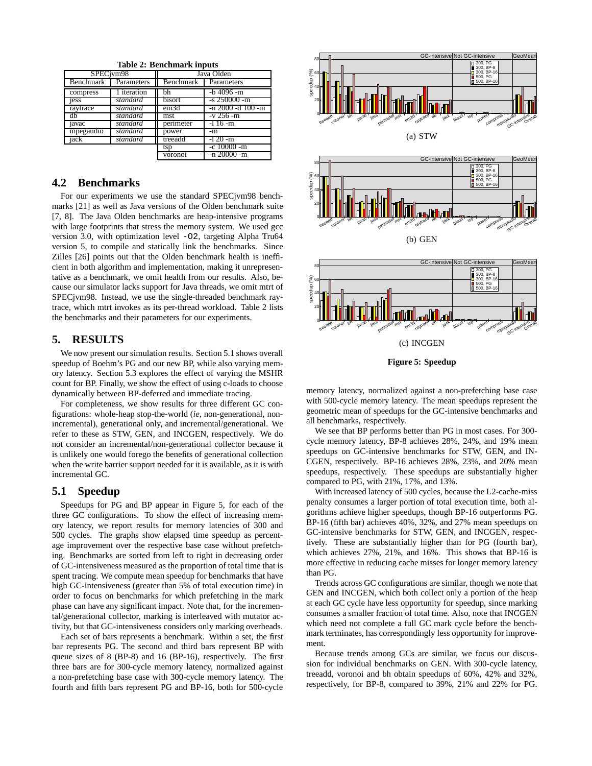**Table 2: Benchmark inputs**

| SPECjvm98 | | Java Olden | |
|---|---|---|---|
| Benchmark | Parameters | Benchmark | Parameters |
| compress | 1 iteration | bh | -b 4096 -m |
| jess | *standard* | bisort | -s 250000 -m |
| raytrace | *standard* | em3d | -n 2000 -d 100 -m |
| db | *standard* | mst | -v 256 -m |
| javac | *standard* | perimeter | -l 16 -m |
| mpegaudio | *standard* | power | -m |
| jack | *standard* | treeadd | -l 20 -m |
| | | tsp | -c 10000 -m |
| | | voronoi | -n 20000 -m |

## 4.2 Benchmarks

For our experiments we use the standard SPECjvm98 benchmarks [21] as well as Java versions of the Olden benchmark suite [7, 8]. The Java Olden benchmarks are heap-intensive programs with large footprints that stress the memory system. We used gcc version 3.0, with optimization level `-O2`, targeting Alpha Tru64 version 5, to compile and statically link the benchmarks. Since Zilles [26] points out that the Olden benchmark health is inefficient in both algorithm and implementation, making it unrepresentative as a benchmark, we omit health from our results. Also, because our simulator lacks support for Java threads, we omit mtrt of SPECjvm98. Instead, we use the single-threaded benchmark raytrace, which mtrt invokes as its per-thread workload. Table 2 lists the benchmarks and their parameters for our experiments.

# 5. RESULTS

We now present our simulation results. Section 5.1 shows overall speedup of Boehm's PG and our new BP, while also varying memory latency. Section 5.3 explores the effect of varying the MSHR count for BP. Finally, we show the effect of using c-loads to choose dynamically between BP-deferred and immediate tracing.

For completeness, we show results for three different GC configurations: whole-heap stop-the-world (*ie*, non-generational, non-incremental), generational only, and incremental/generational. We refer to these as STW, GEN, and INCGEN, respectively. We do not consider an incremental/non-generational collector because it is unlikely one would forego the benefits of generational collection when the write barrier support needed for it is available, as it is with incremental GC.

## 5.1 Speedup

Speedups for PG and BP appear in Figure 5, for each of the three GC configurations. To show the effect of increasing memory latency, we report results for memory latencies of 300 and 500 cycles. The graphs show elapsed time speedup as percentage improvement over the respective base case without prefetching. Benchmarks are sorted from left to right in decreasing order of GC-intensiveness measured as the proportion of total time that is spent tracing. We compute mean speedup for benchmarks that have high GC-intensiveness (greater than 5% of total execution time) in order to focus on benchmarks for which prefetching in the mark phase can have any significant impact. Note that, for the incremental/generational collector, marking is interleaved with mutator activity, but that GC-intensiveness considers only marking overheads.

Each set of bars represents a benchmark. Within a set, the first bar represents PG. The second and third bars represent BP with queue sizes of 8 (BP-8) and 16 (BP-16), respectively. The first three bars are for 300-cycle memory latency, normalized against a non-prefetching base case with 300-cycle memory latency. The fourth and fifth bars represent PG and BP-16, both for 500-cycle memory latency, normalized against a non-prefetching base case with 500-cycle memory latency. The mean speedups represent the geometric mean of speedups for the GC-intensive benchmarks and all benchmarks, respectively.

(a) STW

(b) GEN

(c) INCGEN

**Figure 5: Speedup**

We see that BP performs better than PG in most cases. For 300-cycle memory latency, BP-8 achieves 28%, 24%, and 19% mean speedups on GC-intensive benchmarks for STW, GEN, and INCGEN, respectively. BP-16 achieves 28%, 23%, and 20% mean speedups, respectively. These speedups are substantially higher compared to PG, with 21%, 17%, and 13%.

With increased latency of 500 cycles, because the L2-cache-miss penalty consumes a larger portion of total execution time, both algorithms achieve higher speedups, though BP-16 outperforms PG. BP-16 (fifth bar) achieves 40%, 32%, and 27% mean speedups on GC-intensive benchmarks for STW, GEN, and INCGEN, respectively. These are substantially higher than for PG (fourth bar), which achieves 27%, 21%, and 16%. This shows that BP-16 is more effective in reducing cache misses for longer memory latency than PG.

Trends across GC configurations are similar, though we note that GEN and INCGEN, which both collect only a portion of the heap at each GC cycle have less opportunity for speedup, since marking consumes a smaller fraction of total time. Also, note that INCGEN which need not complete a full GC mark cycle before the benchmark terminates, has correspondingly less opportunity for improvement.

Because trends among GCs are similar, we focus our discussion for individual benchmarks on GEN. With 300-cycle latency, treeadd, voronoi and bh obtain speedups of 60%, 42% and 32%, respectively, for BP-8, compared to 39%, 21% and 22% for PG.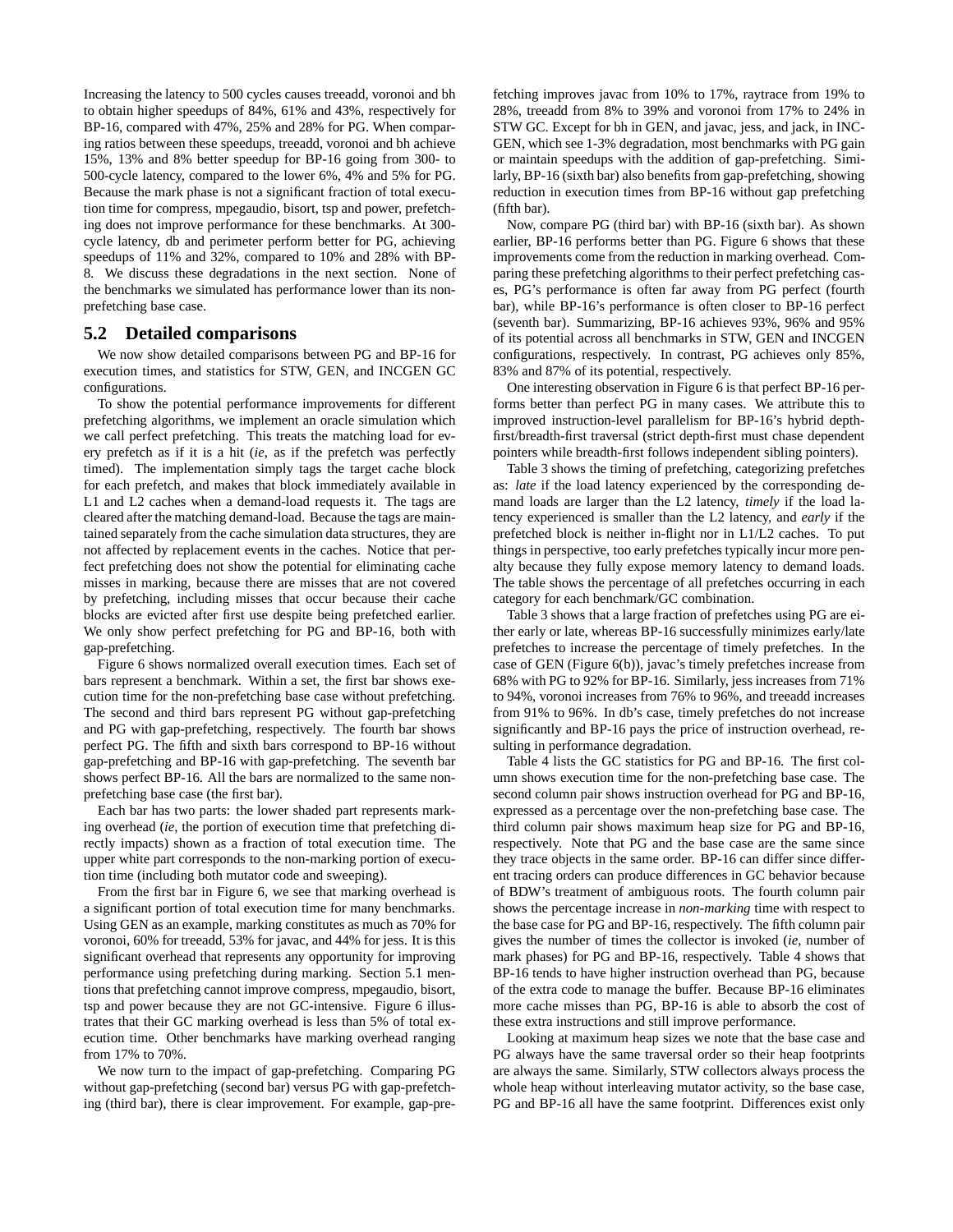Increasing the latency to 500 cycles causes treeadd, voronoi and bh to obtain higher speedups of 84%, 61% and 43%, respectively for BP-16, compared with 47%, 25% and 28% for PG. When comparing ratios between these speedups, treeadd, voronoi and bh achieve 15%, 13% and 8% better speedup for BP-16 going from 300- to 500-cycle latency, compared to the lower 6%, 4% and 5% for PG. Because the mark phase is not a significant fraction of total execution time for compress, mpegaudio, bisort, tsp and power, prefetching does not improve performance for these benchmarks. At 300-cycle latency, db and perimeter perform better for PG, achieving speedups of 11% and 32%, compared to 10% and 28% with BP-8. We discuss these degradations in the next section. None of the benchmarks we simulated has performance lower than its non-prefetching base case.

## 5.2 Detailed comparisons

We now show detailed comparisons between PG and BP-16 for execution times, and statistics for STW, GEN, and INCGEN GC configurations.

To show the potential performance improvements for different prefetching algorithms, we implement an oracle simulation which we call perfect prefetching. This treats the matching load for every prefetch as if it is a hit (*ie*, as if the prefetch was perfectly timed). The implementation simply tags the target cache block for each prefetch, and makes that block immediately available in L1 and L2 caches when a demand-load requests it. The tags are cleared after the matching demand-load. Because the tags are maintained separately from the cache simulation data structures, they are not affected by replacement events in the caches. Notice that perfect prefetching does not show the potential for eliminating cache misses in marking, because there are misses that are not covered by prefetching, including misses that occur because their cache blocks are evicted after first use despite being prefetched earlier. We only show perfect prefetching for PG and BP-16, both with gap-prefetching.

Figure 6 shows normalized overall execution times. Each set of bars represent a benchmark. Within a set, the first bar shows execution time for the non-prefetching base case without prefetching. The second and third bars represent PG without gap-prefetching and PG with gap-prefetching, respectively. The fourth bar shows perfect PG. The fifth and sixth bars correspond to BP-16 without gap-prefetching and BP-16 with gap-prefetching. The seventh bar shows perfect BP-16. All the bars are normalized to the same non-prefetching base case (the first bar).

Each bar has two parts: the lower shaded part represents marking overhead (*ie*, the portion of execution time that prefetching directly impacts) shown as a fraction of total execution time. The upper white part corresponds to the non-marking portion of execution time (including both mutator code and sweeping).

From the first bar in Figure 6, we see that marking overhead is a significant portion of total execution time for many benchmarks. Using GEN as an example, marking constitutes as much as 70% for voronoi, 60% for treeadd, 53% for javac, and 44% for jess. It is this significant overhead that represents any opportunity for improving performance using prefetching during marking. Section 5.1 mentions that prefetching cannot improve compress, mpegaudio, bisort, tsp and power because they are not GC-intensive. Figure 6 illustrates that their GC marking overhead is less than 5% of total execution time. Other benchmarks have marking overhead ranging from 17% to 70%.

We now turn to the impact of gap-prefetching. Comparing PG without gap-prefetching (second bar) versus PG with gap-prefetching (third bar), there is clear improvement. For example, gap-prefetching improves javac from 10% to 17%, raytrace from 19% to 28%, treeadd from 8% to 39% and voronoi from 17% to 24% in STW GC. Except for bh in GEN, and javac, jess, and jack, in INCGEN, which see 1-3% degradation, most benchmarks with PG gain or maintain speedups with the addition of gap-prefetching. Similarly, BP-16 (sixth bar) also benefits from gap-prefetching, showing reduction in execution times from BP-16 without gap prefetching (fifth bar).

Now, compare PG (third bar) with BP-16 (sixth bar). As shown earlier, BP-16 performs better than PG. Figure 6 shows that these improvements come from the reduction in marking overhead. Comparing these prefetching algorithms to their perfect prefetching cases, PG's performance is often far away from PG perfect (fourth bar), while BP-16's performance is often closer to BP-16 perfect (seventh bar). Summarizing, BP-16 achieves 93%, 96% and 95% of its potential across all benchmarks in STW, GEN and INCGEN configurations, respectively. In contrast, PG achieves only 85%, 83% and 87% of its potential, respectively.

One interesting observation in Figure 6 is that perfect BP-16 performs better than perfect PG in many cases. We attribute this to improved instruction-level parallelism for BP-16's hybrid depth-first/breadth-first traversal (strict depth-first must chase dependent pointers while breadth-first follows independent sibling pointers).

Table 3 shows the timing of prefetching, categorizing prefetches as: *late* if the load latency experienced by the corresponding demand loads are larger than the L2 latency, *timely* if the load latency experienced is smaller than the L2 latency, and *early* if the prefetched block is neither in-flight nor in L1/L2 caches. To put things in perspective, too early prefetches typically incur more penalty because they fully expose memory latency to demand loads. The table shows the percentage of all prefetches occurring in each category for each benchmark/GC combination.

Table 3 shows that a large fraction of prefetches using PG are either early or late, whereas BP-16 successfully minimizes early/late prefetches to increase the percentage of timely prefetches. In the case of GEN (Figure 6(b)), javac's timely prefetches increase from 68% with PG to 92% for BP-16. Similarly, jess increases from 71% to 94%, voronoi increases from 76% to 96%, and treeadd increases from 91% to 96%. In db's case, timely prefetches do not increase significantly and BP-16 pays the price of instruction overhead, resulting in performance degradation.

Table 4 lists the GC statistics for PG and BP-16. The first column shows execution time for the non-prefetching base case. The second column pair shows instruction overhead for PG and BP-16, expressed as a percentage over the non-prefetching base case. The third column pair shows maximum heap size for PG and BP-16, respectively. Note that PG and the base case are the same since they trace objects in the same order. BP-16 can differ since different tracing orders can produce differences in GC behavior because of BDW's treatment of ambiguous roots. The fourth column pair shows the percentage increase in *non-marking* time with respect to the base case for PG and BP-16, respectively. The fifth column pair gives the number of times the collector is invoked (*ie*, number of mark phases) for PG and BP-16, respectively. Table 4 shows that BP-16 tends to have higher instruction overhead than PG, because of the extra code to manage the buffer. Because BP-16 eliminates more cache misses than PG, BP-16 is able to absorb the cost of these extra instructions and still improve performance.

Looking at maximum heap sizes we note that the base case and PG always have the same traversal order so their heap footprints are always the same. Similarly, STW collectors always process the whole heap without interleaving mutator activity, so the base case, PG and BP-16 all have the same footprint. Differences exist only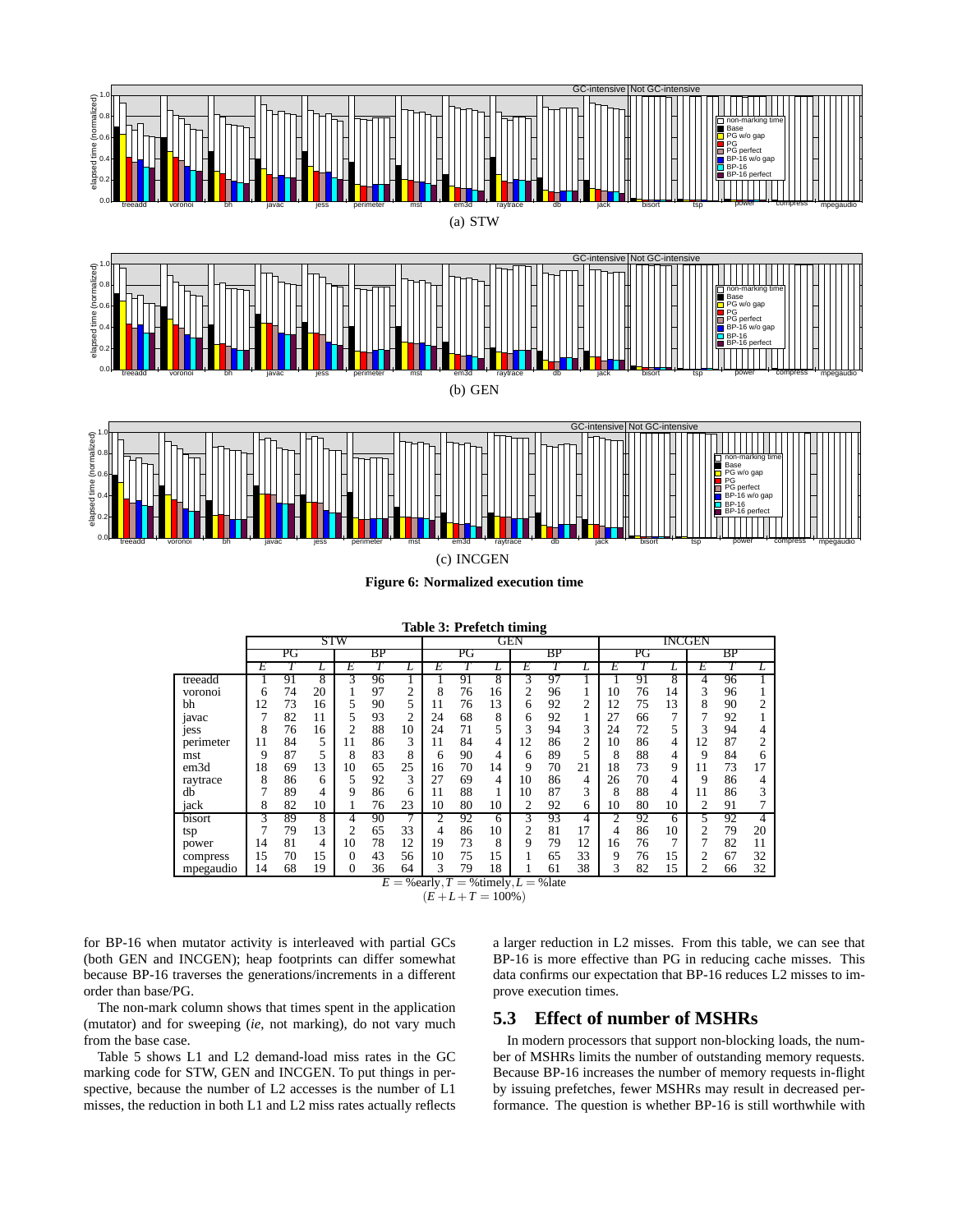(a) STW

(b) GEN

(c) INCGEN

**Figure 6: Normalized execution time**

**Table 3: Prefetch timing**

| | STW | | | | | | GEN | | | | | | INCGEN | | | | | |
|---|---|---|---|---|---|---|---|---|---|---|---|---|---|---|---|---|---|---|
| | PG | | | BP | | | PG | | | BP | | | PG | | | BP | | |
| | *E* | *T* | *L* | *E* | *T* | *L* | *E* | *T* | *L* | *E* | *T* | *L* | *E* | *T* | *L* | *E* | *T* | *L* |
| treeadd | 1 | 91 | 8 | 3 | 96 | 1 | 1 | 91 | 8 | 3 | 97 | 1 | 1 | 91 | 8 | 4 | 96 | 1 |
| voronoi | 6 | 74 | 20 | 1 | 97 | 2 | 8 | 76 | 16 | 2 | 96 | 1 | 10 | 76 | 14 | 3 | 96 | 1 |
| bh | 12 | 73 | 16 | 5 | 90 | 5 | 11 | 76 | 13 | 6 | 92 | 2 | 12 | 75 | 13 | 8 | 90 | 2 |
| javac | 7 | 82 | 11 | 5 | 93 | 2 | 24 | 68 | 8 | 6 | 92 | 1 | 27 | 66 | 7 | 7 | 92 | 1 |
| jess | 8 | 76 | 16 | 2 | 88 | 10 | 24 | 71 | 5 | 3 | 94 | 3 | 24 | 72 | 5 | 3 | 94 | 4 |
| perimeter | 11 | 84 | 5 | 11 | 86 | 3 | 11 | 84 | 4 | 12 | 86 | 2 | 10 | 86 | 4 | 12 | 87 | 2 |
| mst | 9 | 87 | 5 | 8 | 83 | 8 | 6 | 90 | 4 | 6 | 89 | 5 | 8 | 88 | 4 | 9 | 84 | 6 |
| em3d | 18 | 69 | 13 | 10 | 65 | 25 | 16 | 70 | 14 | 9 | 70 | 21 | 18 | 73 | 9 | 11 | 73 | 17 |
| raytrace | 8 | 86 | 6 | 5 | 92 | 3 | 27 | 69 | 4 | 10 | 86 | 4 | 26 | 70 | 4 | 9 | 86 | 4 |
| db | 7 | 89 | 4 | 9 | 86 | 6 | 11 | 88 | 1 | 10 | 87 | 3 | 8 | 88 | 4 | 11 | 86 | 3 |
| jack | 8 | 82 | 10 | 1 | 76 | 23 | 10 | 80 | 10 | 2 | 92 | 6 | 10 | 80 | 10 | 2 | 91 | 7 |
| bisort | 3 | 89 | 8 | 4 | 90 | 7 | 2 | 92 | 6 | 3 | 93 | 4 | 2 | 92 | 6 | 5 | 92 | 4 |
| tsp | 7 | 79 | 13 | 2 | 65 | 33 | 4 | 86 | 10 | 2 | 81 | 17 | 4 | 86 | 10 | 2 | 79 | 20 |
| power | 14 | 81 | 4 | 10 | 78 | 12 | 19 | 73 | 8 | 9 | 79 | 12 | 16 | 76 | 7 | 7 | 82 | 11 |
| compress | 15 | 70 | 15 | 0 | 43 | 56 | 10 | 75 | 15 | 1 | 65 | 33 | 9 | 76 | 15 | 2 | 67 | 32 |
| mpegaudio | 14 | 68 | 19 | 0 | 36 | 64 | 3 | 79 | 18 | 1 | 61 | 38 | 3 | 82 | 15 | 2 | 66 | 32 |

$E$ = %early, $T$ = %timely, $L$ = %late
$(E + L + T = 100\%)$

for BP-16 when mutator activity is interleaved with partial GCs (both GEN and INCGEN); heap footprints can differ somewhat because BP-16 traverses the generations/increments in a different order than base/PG.

The non-mark column shows that times spent in the application (mutator) and for sweeping (*ie*, not marking), do not vary much from the base case.

Table 5 shows L1 and L2 demand-load miss rates in the GC marking code for STW, GEN and INCGEN. To put things in perspective, because the number of L2 accesses is the number of L1 misses, the reduction in both L1 and L2 miss rates actually reflects a larger reduction in L2 misses. From this table, we can see that BP-16 is more effective than PG in reducing cache misses. This data confirms our expectation that BP-16 reduces L2 misses to improve execution times.

## 5.3 Effect of number of MSHRs

In modern processors that support non-blocking loads, the number of MSHRs limits the number of outstanding memory requests. Because BP-16 increases the number of memory requests in-flight by issuing prefetches, fewer MSHRs may result in decreased performance. The question is whether BP-16 is still worthwhile with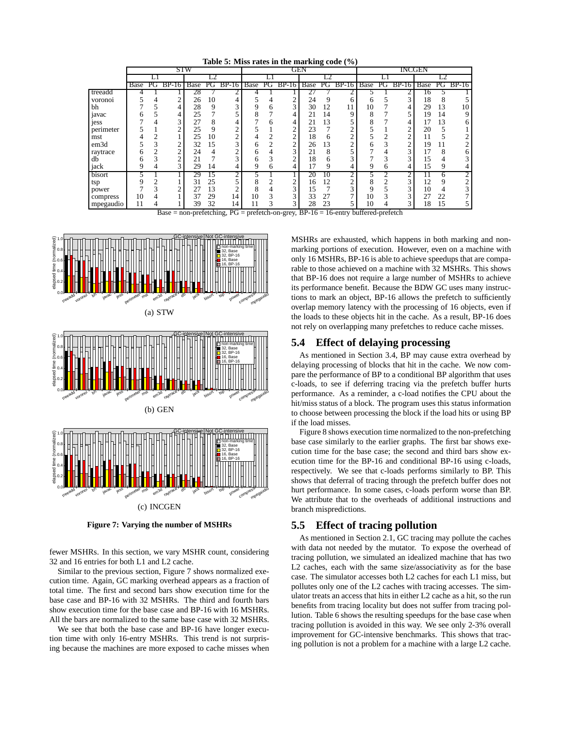**Table 5: Miss rates in the marking code (%)**

| | STW | | | | | | GEN | | | | | | INCGEN | | | | | |
|---|---|---|---|---|---|---|---|---|---|---|---|---|---|---|---|---|---|---|
| | L1 | | | L2 | | | L1 | | | L2 | | | L1 | | | L2 | | |
| | Base | PG | BP-16 | Base | PG | BP-16 | Base | PG | BP-16 | Base | PG | BP-16 | Base | PG | BP-16 | Base | PG | BP-16 |
| treeadd | 4 | 1 | 1 | 28 | 7 | 2 | 4 | 1 | 1 | 27 | 7 | 2 | 5 | 1 | 2 | 16 | 5 | 1 |
| voronoi | 5 | 4 | 2 | 26 | 10 | 4 | 5 | 4 | 2 | 24 | 9 | 6 | 6 | 5 | 3 | 18 | 8 | 5 |
| bh | 7 | 5 | 4 | 28 | 9 | 3 | 9 | 6 | 3 | 30 | 12 | 11 | 10 | 7 | 4 | 29 | 13 | 10 |
| javac | 6 | 5 | 4 | 25 | 7 | 5 | 8 | 7 | 4 | 21 | 14 | 9 | 8 | 7 | 5 | 19 | 14 | 9 |
| jess | 7 | 4 | 3 | 27 | 8 | 4 | 7 | 6 | 4 | 21 | 13 | 5 | 8 | 7 | 4 | 17 | 13 | 6 |
| perimeter | 5 | 1 | 2 | 25 | 9 | 2 | 5 | 1 | 2 | 23 | 7 | 2 | 5 | 1 | 2 | 20 | 5 | 1 |
| mst | 4 | 2 | 1 | 25 | 10 | 2 | 4 | 2 | 2 | 18 | 6 | 2 | 5 | 2 | 2 | 11 | 5 | 2 |
| em3d | 5 | 3 | 2 | 32 | 15 | 3 | 6 | 2 | 2 | 26 | 13 | 2 | 6 | 3 | 2 | 19 | 11 | 2 |
| raytrace | 6 | 2 | 2 | 24 | 4 | 2 | 6 | 4 | 3 | 21 | 8 | 5 | 7 | 4 | 3 | 17 | 8 | 6 |
| db | 6 | 3 | 2 | 21 | 7 | 3 | 6 | 3 | 2 | 18 | 6 | 3 | 7 | 3 | 3 | 15 | 4 | 3 |
| jack | 9 | 4 | 3 | 29 | 14 | 4 | 9 | 6 | 4 | 17 | 9 | 4 | 9 | 6 | 4 | 15 | 9 | 4 |
| bisort | 5 | 1 | 1 | 29 | 15 | 2 | 5 | 1 | 1 | 20 | 10 | 2 | 5 | 2 | 2 | 11 | 6 | 2 |
| tsp | 9 | 2 | 1 | 31 | 25 | 5 | 8 | 2 | 2 | 16 | 12 | 2 | 8 | 2 | 3 | 12 | 9 | 2 |
| power | 7 | 3 | 2 | 27 | 13 | 2 | 8 | 4 | 3 | 15 | 7 | 3 | 9 | 5 | 3 | 10 | 4 | 3 |
| compress | 10 | 4 | 1 | 37 | 29 | 14 | 10 | 3 | 3 | 33 | 27 | 7 | 10 | 3 | 3 | 27 | 22 | 7 |
| mpegaudio | 11 | 4 | 1 | 39 | 32 | 14 | 11 | 3 | 3 | 28 | 23 | 5 | 10 | 4 | 3 | 18 | 15 | 5 |

Base = non-prefetching, PG = prefetch-on-grey, BP-16 = 16-entry buffered-prefetch

(a) STW

(b) GEN

(c) INCGEN

**Figure 7: Varying the number of MSHRs**

fewer MSHRs. In this section, we vary MSHR count, considering 32 and 16 entries for both L1 and L2 cache.

Similar to the previous section, Figure 7 shows normalized execution time. Again, GC marking overhead appears as a fraction of total time. The first and second bars show execution time for the base case and BP-16 with 32 MSHRs. The third and fourth bars show execution time for the base case and BP-16 with 16 MSHRs. All the bars are normalized to the same base case with 32 MSHRs.

We see that both the base case and BP-16 have longer execution time with only 16-entry MSHRs. This trend is not surprising because the machines are more exposed to cache misses when MSHRs are exhausted, which happens in both marking and non-marking portions of execution. However, even on a machine with only 16 MSHRs, BP-16 is able to achieve speedups that are comparable to those achieved on a machine with 32 MSHRs. This shows that BP-16 does not require a large number of MSHRs to achieve its performance benefit. Because the BDW GC uses many instructions to mark an object, BP-16 allows the prefetch to sufficiently overlap memory latency with the processing of 16 objects, even if the loads to these objects hit in the cache. As a result, BP-16 does not rely on overlapping many prefetches to reduce cache misses.

## 5.4 Effect of delaying processing

As mentioned in Section 3.4, BP may cause extra overhead by delaying processing of blocks that hit in the cache. We now compare the performance of BP to a conditional BP algorithm that uses c-loads, to see if deferring tracing via the prefetch buffer hurts performance. As a reminder, a c-load notifies the CPU about the hit/miss status of a block. The program uses this status information to choose between processing the block if the load hits or using BP if the load misses.

Figure 8 shows execution time normalized to the non-prefetching base case similarly to the earlier graphs. The first bar shows execution time for the base case; the second and third bars show execution time for the BP-16 and conditional BP-16 using c-loads, respectively. We see that c-loads performs similarly to BP. This shows that deferral of tracing through the prefetch buffer does not hurt performance. In some cases, c-loads perform worse than BP. We attribute that to the overheads of additional instructions and branch mispredictions.

## 5.5 Effect of tracing pollution

As mentioned in Section 2.1, GC tracing may pollute the caches with data not needed by the mutator. To expose the overhead of tracing pollution, we simulated an idealized machine that has two L2 caches, each with the same size/associativity as for the base case. The simulator accesses both L2 caches for each L1 miss, but pollutes only one of the L2 caches with tracing accesses. The simulator treats an access that hits in either L2 cache as a hit, so the run benefits from tracing locality but does not suffer from tracing pollution. Table 6 shows the resulting speedups for the base case when tracing pollution is avoided in this way. We see only 2-3% overall improvement for GC-intensive benchmarks. This shows that tracing pollution is not a problem for a machine with a large L2 cache.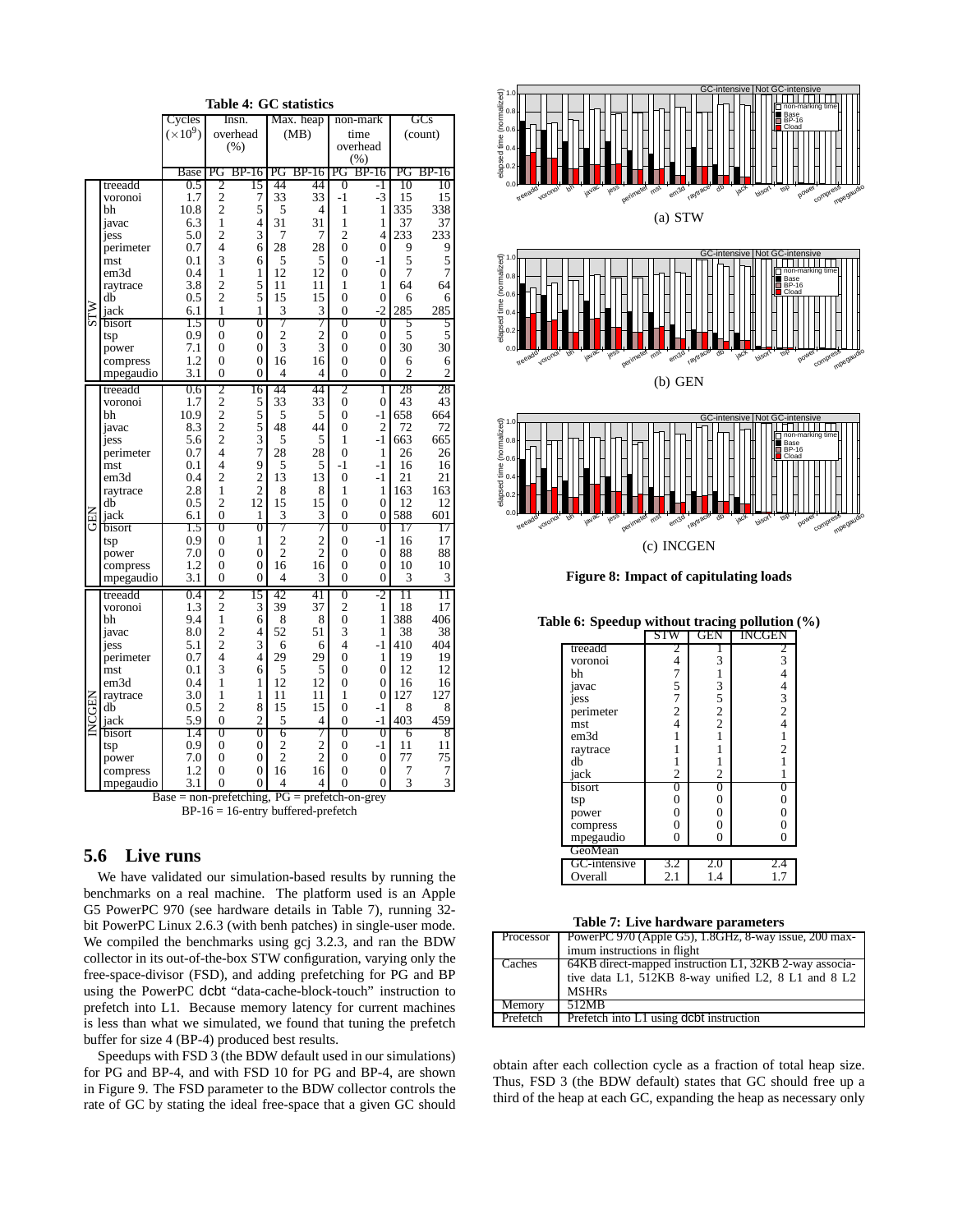**Table 4: GC statistics**

| | | Cycles ($\times 10^9$) | Insn. overhead (%) | | Max. heap (MB) | | non-mark time overhead (%) | | GCs (count) | |
|---|---|---|---|---|---|---|---|---|---|---|
| | | Base | PG | BP-16 | PG | BP-16 | PG | BP-16 | PG | BP-16 |
| STW | treeadd | 0.5 | 2 | 15 | 44 | 44 | 0 | -1 | 10 | 10 |
| | voronoi | 1.7 | 2 | 7 | 33 | 33 | -1 | -3 | 15 | 15 |
| | bh | 10.8 | 2 | 5 | 5 | 4 | 1 | 1 | 335 | 338 |
| | javac | 6.3 | 1 | 4 | 31 | 31 | 1 | 1 | 37 | 37 |
| | jess | 5.0 | 2 | 3 | 7 | 7 | 2 | 4 | 233 | 233 |
| | perimeter | 0.7 | 4 | 6 | 28 | 28 | 0 | 0 | 9 | 9 |
| | mst | 0.1 | 3 | 6 | 5 | 5 | 0 | -1 | 5 | 5 |
| | em3d | 0.4 | 1 | 1 | 12 | 12 | 0 | 0 | 7 | 7 |
| | raytrace | 3.8 | 2 | 5 | 11 | 11 | 1 | 1 | 64 | 64 |
| | db | 0.5 | 2 | 5 | 15 | 15 | 0 | 0 | 6 | 6 |
| | jack | 6.1 | 1 | 1 | 3 | 3 | 0 | -2 | 285 | 285 |
| | bisort | 1.5 | 0 | 0 | 7 | 7 | 0 | 0 | 5 | 5 |
| | tsp | 0.9 | 0 | 0 | 2 | 2 | 0 | 0 | 5 | 5 |
| | power | 7.1 | 0 | 0 | 3 | 3 | 0 | 0 | 30 | 30 |
| | compress | 1.2 | 0 | 0 | 16 | 16 | 0 | 0 | 6 | 6 |
| | mpegaudio | 3.1 | 0 | 0 | 4 | 4 | 0 | 0 | 2 | 2 |
| GEN | treeadd | 0.6 | 2 | 16 | 44 | 44 | 2 | 1 | 28 | 28 |
| | voronoi | 1.7 | 2 | 5 | 33 | 33 | 0 | 0 | 43 | 43 |
| | bh | 10.9 | 2 | 5 | 5 | 5 | 0 | -1 | 658 | 664 |
| | javac | 8.3 | 2 | 5 | 48 | 44 | 0 | 2 | 72 | 72 |
| | jess | 5.6 | 2 | 3 | 5 | 5 | 1 | -1 | 663 | 665 |
| | perimeter | 0.7 | 4 | 7 | 28 | 28 | 0 | 1 | 26 | 26 |
| | mst | 0.1 | 4 | 9 | 5 | 5 | -1 | -1 | 16 | 16 |
| | em3d | 0.4 | 2 | 2 | 13 | 13 | 0 | -1 | 21 | 21 |
| | raytrace | 2.8 | 1 | 2 | 8 | 8 | 1 | 1 | 163 | 163 |
| | db | 0.5 | 2 | 12 | 15 | 15 | 0 | 0 | 12 | 12 |
| | jack | 6.1 | 0 | 1 | 3 | 3 | 0 | 0 | 588 | 601 |
| | bisort | 1.5 | 0 | 0 | 7 | 7 | 0 | 0 | 17 | 17 |
| | tsp | 0.9 | 0 | 1 | 2 | 2 | 0 | -1 | 16 | 17 |
| | power | 7.0 | 0 | 0 | 2 | 2 | 0 | 0 | 88 | 88 |
| | compress | 1.2 | 0 | 0 | 16 | 16 | 0 | 0 | 10 | 10 |
| | mpegaudio | 3.1 | 0 | 0 | 4 | 3 | 0 | 0 | 3 | 3 |
| INCGEN | treeadd | 0.4 | 2 | 15 | 42 | 41 | 0 | -2 | 11 | 11 |
| | voronoi | 1.3 | 2 | 3 | 39 | 37 | 2 | 1 | 18 | 17 |
| | bh | 9.4 | 1 | 6 | 8 | 8 | 0 | 1 | 388 | 406 |
| | javac | 8.0 | 2 | 4 | 52 | 51 | 3 | 1 | 38 | 38 |
| | jess | 5.1 | 2 | 3 | 6 | 6 | 4 | -1 | 410 | 404 |
| | perimeter | 0.7 | 4 | 4 | 29 | 29 | 0 | 1 | 19 | 19 |
| | mst | 0.1 | 3 | 6 | 5 | 5 | 0 | 0 | 12 | 12 |
| | em3d | 0.4 | 1 | 1 | 12 | 12 | 0 | 0 | 16 | 16 |
| | raytrace | 3.0 | 1 | 1 | 11 | 11 | 1 | 0 | 127 | 127 |
| | db | 0.5 | 2 | 8 | 15 | 15 | 0 | -1 | 8 | 8 |
| | jack | 5.9 | 0 | 2 | 5 | 4 | 0 | -1 | 403 | 459 |
| | bisort | 1.4 | 0 | 0 | 6 | 7 | 0 | 0 | 6 | 8 |
| | tsp | 0.9 | 0 | 0 | 2 | 2 | 0 | -1 | 11 | 11 |
| | power | 7.0 | 0 | 0 | 2 | 2 | 0 | 0 | 77 | 75 |
| | compress | 1.2 | 0 | 0 | 16 | 16 | 0 | 0 | 7 | 7 |
| | mpegaudio | 3.1 | 0 | 0 | 4 | 4 | 0 | 0 | 3 | 3 |

Base = non-prefetching, PG = prefetch-on-grey
BP-16 = 16-entry buffered-prefetch

## 5.6 Live runs

We have validated our simulation-based results by running the benchmarks on a real machine. The platform used is an Apple G5 PowerPC 970 (see hardware details in Table 7), running 32-bit PowerPC Linux 2.6.3 (with benh patches) in single-user mode. We compiled the benchmarks using gcj 3.2.3, and ran the BDW collector in its out-of-the-box STW configuration, varying only the free-space-divisor (FSD), and adding prefetching for PG and BP using the PowerPC dcbt "data-cache-block-touch" instruction to prefetch into L1. Because memory latency for current machines is less than what we simulated, we found that tuning the prefetch buffer for size 4 (BP-4) produced best results.

Speedups with FSD 3 (the BDW default used in our simulations) for PG and BP-4, and with FSD 10 for PG and BP-4, are shown in Figure 9. The FSD parameter to the BDW collector controls the rate of GC by stating the ideal free-space that a given GC should obtain after each collection cycle as a fraction of total heap size. Thus, FSD 3 (the BDW default) states that GC should free up a third of the heap at each GC, expanding the heap as necessary only

(a) STW

(b) GEN

(c) INCGEN

**Figure 8: Impact of capitulating loads**

**Table 6: Speedup without tracing pollution (%)**

| | STW | GEN | INCGEN |
|---|---|---|---|
| treeadd | 2 | 1 | 2 |
| voronoi | 4 | 3 | 3 |
| bh | 7 | 1 | 4 |
| javac | 5 | 3 | 4 |
| jess | 7 | 5 | 3 |
| perimeter | 2 | 2 | 2 |
| mst | 4 | 2 | 4 |
| em3d | 1 | 1 | 1 |
| raytrace | 1 | 1 | 2 |
| db | 1 | 1 | 1 |
| jack | 2 | 2 | 1 |
| bisort | 0 | 0 | 0 |
| tsp | 0 | 0 | 0 |
| power | 0 | 0 | 0 |
| compress | 0 | 0 | 0 |
| mpegaudio | 0 | 0 | 0 |
| GeoMean | | | |
| GC-intensive | 3.2 | 2.0 | 2.4 |
| Overall | 2.1 | 1.4 | 1.7 |

**Table 7: Live hardware parameters**

| | |
|---|---|
| Processor | PowerPC 970 (Apple G5), 1.8GHz, 8-way issue, 200 maximum instructions in flight |
| Caches | 64KB direct-mapped instruction L1, 32KB 2-way associative data L1, 512KB 8-way unified L2, 8 L1 and 8 L2 MSHRs |
| Memory | 512MB |
| Prefetch | Prefetch into L1 using dcbt instruction |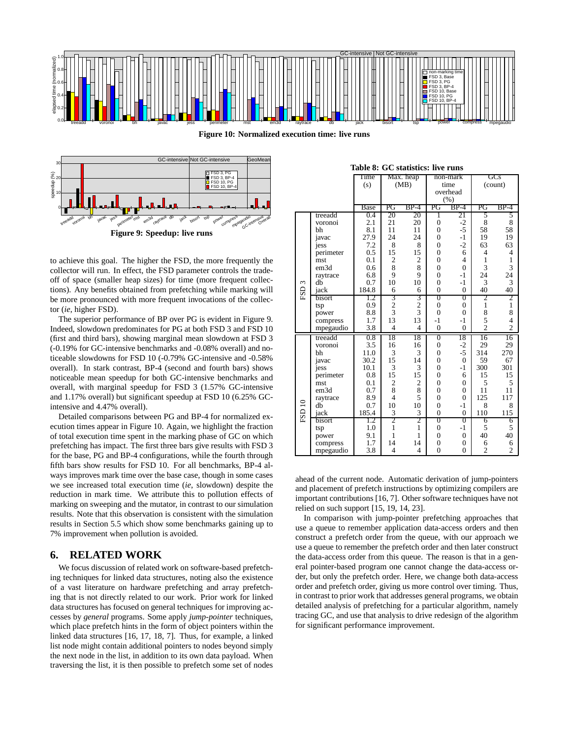Figure 10: Normalized execution time: live runs

Figure 9: Speedup: live runs

to achieve this goal. The higher the FSD, the more frequently the collector will run. In effect, the FSD parameter controls the tradeoff of space (smaller heap sizes) for time (more frequent collections). Any benefits obtained from prefetching while marking will be more pronounced with more frequent invocations of the collector (*ie*, higher FSD).

The superior performance of BP over PG is evident in Figure 9. Indeed, slowdown predominates for PG at both FSD 3 and FSD 10 (first and third bars), showing marginal mean slowdown at FSD 3 (-0.19% for GC-intensive benchmarks and -0.08% overall) and noticeable slowdowns for FSD 10 (-0.79% GC-intensive and -0.58% overall). In stark contrast, BP-4 (second and fourth bars) shows noticeable mean speedup for both GC-intensive benchmarks and overall, with marginal speedup for FSD 3 (1.57% GC-intensive and 1.17% overall) but significant speedup at FSD 10 (6.25% GC-intensive and 4.47% overall).

Detailed comparisons between PG and BP-4 for normalized execution times appear in Figure 10. Again, we highlight the fraction of total execution time spent in the marking phase of GC on which prefetching has impact. The first three bars give results with FSD 3 for the base, PG and BP-4 configurations, while the fourth through fifth bars show results for FSD 10. For all benchmarks, BP-4 always improves mark time over the base case, though in some cases we see increased total execution time (*ie*, slowdown) despite the reduction in mark time. We attribute this to pollution effects of marking on sweeping and the mutator, in contrast to our simulation results. Note that this observation is consistent with the simulation results in Section 5.5 which show some benchmarks gaining up to 7% improvement when pollution is avoided.

**Table 8: GC statistics: live runs**

| | | Time (s) | Max. heap (MB) | | non-mark time overhead (%) | | GCs (count) | |
|---|---|---|---|---|---|---|---|---|
| | | Base | PG | BP-4 | PG | BP-4 | PG | BP-4 |
| FSD 3 | treeadd | 0.4 | 20 | 20 | 1 | 21 | 5 | 5 |
| | voronoi | 2.1 | 21 | 20 | 0 | -2 | 8 | 8 |
| | bh | 8.1 | 11 | 11 | 0 | -5 | 58 | 58 |
| | javac | 27.9 | 24 | 24 | 0 | -1 | 19 | 19 |
| | jess | 7.2 | 8 | 8 | 0 | -2 | 63 | 63 |
| | perimeter | 0.5 | 15 | 15 | 0 | 6 | 4 | 4 |
| | mst | 0.1 | 2 | 2 | 0 | 4 | 1 | 1 |
| | em3d | 0.6 | 8 | 8 | 0 | 0 | 3 | 3 |
| | raytrace | 6.8 | 9 | 9 | 0 | -1 | 24 | 24 |
| | db | 0.7 | 10 | 10 | 0 | -1 | 3 | 3 |
| | jack | 184.8 | 6 | 6 | 0 | 0 | 40 | 40 |
| | bisort | 1.2 | 3 | 3 | 0 | 0 | 2 | 2 |
| | tsp | 0.9 | 2 | 2 | 0 | 0 | 1 | 1 |
| | power | 8.8 | 3 | 3 | 0 | 0 | 8 | 8 |
| | compress | 1.7 | 13 | 13 | -1 | -1 | 5 | 4 |
| | mpegaudio | 3.8 | 4 | 4 | 0 | 0 | 2 | 2 |
| FSD 10 | treeadd | 0.8 | 18 | 18 | 0 | 18 | 16 | 16 |
| | voronoi | 3.5 | 16 | 16 | 0 | -2 | 29 | 29 |
| | bh | 11.0 | 3 | 3 | 0 | -5 | 314 | 270 |
| | javac | 30.2 | 15 | 14 | 0 | 0 | 59 | 67 |
| | jess | 10.1 | 3 | 3 | 0 | -1 | 300 | 301 |
| | perimeter | 0.8 | 15 | 15 | 0 | 6 | 15 | 15 |
| | mst | 0.1 | 2 | 2 | 0 | 0 | 5 | 5 |
| | em3d | 0.7 | 8 | 8 | 0 | 0 | 11 | 11 |
| | raytrace | 8.9 | 4 | 5 | 0 | 0 | 125 | 117 |
| | db | 0.7 | 10 | 10 | 0 | -1 | 8 | 8 |
| | jack | 185.4 | 3 | 3 | 0 | 0 | 110 | 115 |
| | bisort | 1.2 | 2 | 2 | 0 | 0 | 6 | 6 |
| | tsp | 1.0 | 1 | 1 | 0 | -1 | 5 | 5 |
| | power | 9.1 | 1 | 1 | 0 | 0 | 40 | 40 |
| | compress | 1.7 | 14 | 14 | 0 | 0 | 6 | 6 |
| | mpegaudio | 3.8 | 4 | 4 | 0 | 0 | 2 | 2 |

## 6. RELATED WORK

We focus discussion of related work on software-based prefetching techniques for linked data structures, noting also the existence of a vast literature on hardware prefetching and array prefetching that is not directly related to our work. Prior work for linked data structures has focused on general techniques for improving accesses by *general* programs. Some apply *jump-pointer* techniques, which place prefetch hints in the form of object pointers within the linked data structures [16, 17, 18, 7]. Thus, for example, a linked list node might contain additional pointers to nodes beyond simply the next node in the list, in addition to its own data payload. When traversing the list, it is then possible to prefetch some set of nodes ahead of the current node. Automatic derivation of jump-pointers and placement of prefetch instructions by optimizing compilers are important contributions [16, 7]. Other software techniques have not relied on such support [15, 19, 14, 23].

In comparison with jump-pointer prefetching approaches that use a queue to remember application data-access orders and then construct a prefetch order from the queue, with our approach we use a queue to remember the prefetch order and then later construct the data-access order from this queue. The reason is that in a general pointer-based program one cannot change the data-access order, but only the prefetch order. Here, we change both data-access order and prefetch order, giving us more control over timing. Thus, in contrast to prior work that addresses general programs, we obtain detailed analysis of prefetching for a particular algorithm, namely tracing GC, and use that analysis to drive redesign of the algorithm for significant performance improvement.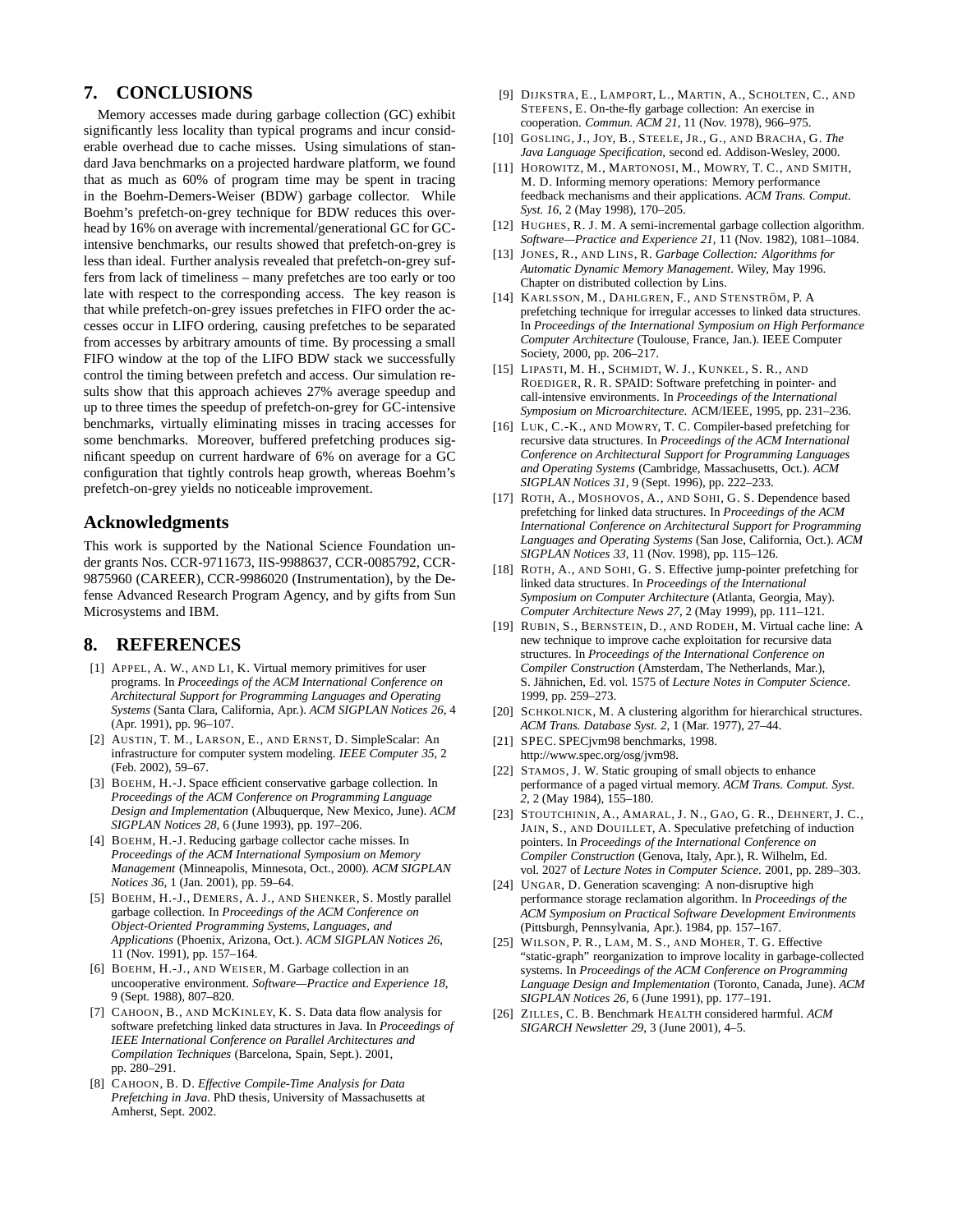## 7. CONCLUSIONS

Memory accesses made during garbage collection (GC) exhibit significantly less locality than typical programs and incur considerable overhead due to cache misses. Using simulations of standard Java benchmarks on a projected hardware platform, we found that as much as 60% of program time may be spent in tracing in the Boehm-Demers-Weiser (BDW) garbage collector. While Boehm's prefetch-on-grey technique for BDW reduces this overhead by 16% on average with incremental/generational GC for GC-intensive benchmarks, our results showed that prefetch-on-grey is less than ideal. Further analysis revealed that prefetch-on-grey suffers from lack of timeliness – many prefetches are too early or too late with respect to the corresponding access. The key reason is that while prefetch-on-grey issues prefetches in FIFO order the accesses occur in LIFO ordering, causing prefetches to be separated from accesses by arbitrary amounts of time. By processing a small FIFO window at the top of the LIFO BDW stack we successfully control the timing between prefetch and access. Our simulation results show that this approach achieves 27% average speedup and up to three times the speedup of prefetch-on-grey for GC-intensive benchmarks, virtually eliminating misses in tracing accesses for some benchmarks. Moreover, buffered prefetching produces significant speedup on current hardware of 6% on average for a GC configuration that tightly controls heap growth, whereas Boehm's prefetch-on-grey yields no noticeable improvement.

## Acknowledgments

This work is supported by the National Science Foundation under grants Nos. CCR-9711673, IIS-9988637, CCR-0085742, CCR-9875960 (CAREER), CCR-9986020 (Instrumentation), by the Defense Advanced Research Program Agency, and by gifts from Sun Microsystems and IBM.

## 8. REFERENCES

[1] APPEL, A. W., AND LI, K. Virtual memory primitives for user programs. In *Proceedings of the ACM International Conference on Architectural Support for Programming Languages and Operating Systems* (Santa Clara, California, Apr.). *ACM SIGPLAN Notices 26*, 4 (Apr. 1991), pp. 96–107.

[2] AUSTIN, T. M., LARSON, E., AND ERNST, D. SimpleScalar: An infrastructure for computer system modeling. *IEEE Computer 35*, 2 (Feb. 2002), 59–67.

[3] BOEHM, H.-J. Space efficient conservative garbage collection. In *Proceedings of the ACM Conference on Programming Language Design and Implementation* (Albuquerque, New Mexico, June). *ACM SIGPLAN Notices 28*, 6 (June 1993), pp. 197–206.

[4] BOEHM, H.-J. Reducing garbage collector cache misses. In *Proceedings of the ACM International Symposium on Memory Management* (Minneapolis, Minnesota, Oct., 2000). *ACM SIGPLAN Notices 36*, 1 (Jan. 2001), pp. 59–64.

[5] BOEHM, H.-J., DEMERS, A. J., AND SHENKER, S. Mostly parallel garbage collection. In *Proceedings of the ACM Conference on Object-Oriented Programming Systems, Languages, and Applications* (Phoenix, Arizona, Oct.). *ACM SIGPLAN Notices 26*, 11 (Nov. 1991), pp. 157–164.

[6] BOEHM, H.-J., AND WEISER, M. Garbage collection in an uncooperative environment. *Software—Practice and Experience 18*, 9 (Sept. 1988), 807–820.

[7] CAHOON, B., AND MCKINLEY, K. S. Data data flow analysis for software prefetching linked data structures in Java. In *Proceedings of IEEE International Conference on Parallel Architectures and Compilation Techniques* (Barcelona, Spain, Sept.). 2001, pp. 280–291.

[8] CAHOON, B. D. *Effective Compile-Time Analysis for Data Prefetching in Java*. PhD thesis, University of Massachusetts at Amherst, Sept. 2002.

[9] DIJKSTRA, E., LAMPORT, L., MARTIN, A., SCHOLTEN, C., AND STEFENS, E. On-the-fly garbage collection: An exercise in cooperation. *Commun. ACM 21*, 11 (Nov. 1978), 966–975.

[10] GOSLING, J., JOY, B., STEELE, JR., G., AND BRACHA, G. *The Java Language Specification*, second ed. Addison-Wesley, 2000.

[11] HOROWITZ, M., MARTONOSI, M., MOWRY, T. C., AND SMITH, M. D. Informing memory operations: Memory performance feedback mechanisms and their applications. *ACM Trans. Comput. Syst. 16*, 2 (May 1998), 170–205.

[12] HUGHES, R. J. M. A semi-incremental garbage collection algorithm. *Software—Practice and Experience 21*, 11 (Nov. 1982), 1081–1084.

[13] JONES, R., AND LINS, R. *Garbage Collection: Algorithms for Automatic Dynamic Memory Management*. Wiley, May 1996. Chapter on distributed collection by Lins.

[14] KARLSSON, M., DAHLGREN, F., AND STENSTRÖM, P. A prefetching technique for irregular accesses to linked data structures. In *Proceedings of the International Symposium on High Performance Computer Architecture* (Toulouse, France, Jan.). IEEE Computer Society, 2000, pp. 206–217.

[15] LIPASTI, M. H., SCHMIDT, W. J., KUNKEL, S. R., AND ROEDIGER, R. R. SPAID: Software prefetching in pointer- and call-intensive environments. In *Proceedings of the International Symposium on Microarchitecture*. ACM/IEEE, 1995, pp. 231–236.

[16] LUK, C.-K., AND MOWRY, T. C. Compiler-based prefetching for recursive data structures. In *Proceedings of the ACM International Conference on Architectural Support for Programming Languages and Operating Systems* (Cambridge, Massachusetts, Oct.). *ACM SIGPLAN Notices 31*, 9 (Sept. 1996), pp. 222–233.

[17] ROTH, A., MOSHOVOS, A., AND SOHI, G. S. Dependence based prefetching for linked data structures. In *Proceedings of the ACM International Conference on Architectural Support for Programming Languages and Operating Systems* (San Jose, California, Oct.). *ACM SIGPLAN Notices 33*, 11 (Nov. 1998), pp. 115–126.

[18] ROTH, A., AND SOHI, G. S. Effective jump-pointer prefetching for linked data structures. In *Proceedings of the International Symposium on Computer Architecture* (Atlanta, Georgia, May). *Computer Architecture News 27*, 2 (May 1999), pp. 111–121.

[19] RUBIN, S., BERNSTEIN, D., AND RODEH, M. Virtual cache line: A new technique to improve cache exploitation for recursive data structures. In *Proceedings of the International Conference on Compiler Construction* (Amsterdam, The Netherlands, Mar.), S. Jähnichen, Ed. vol. 1575 of *Lecture Notes in Computer Science*. 1999, pp. 259–273.

[20] SCHKOLNICK, M. A clustering algorithm for hierarchical structures. *ACM Trans. Database Syst. 2*, 1 (Mar. 1977), 27–44.

[21] SPEC. SPECjvm98 benchmarks, 1998. http://www.spec.org/osg/jvm98.

[22] STAMOS, J. W. Static grouping of small objects to enhance performance of a paged virtual memory. *ACM Trans. Comput. Syst. 2*, 2 (May 1984), 155–180.

[23] STOUTCHININ, A., AMARAL, J. N., GAO, G. R., DEHNERT, J. C., JAIN, S., AND DOUILLET, A. Speculative prefetching of induction pointers. In *Proceedings of the International Conference on Compiler Construction* (Genova, Italy, Apr.), R. Wilhelm, Ed. vol. 2027 of *Lecture Notes in Computer Science*. 2001, pp. 289–303.

[24] UNGAR, D. Generation scavenging: A non-disruptive high performance storage reclamation algorithm. In *Proceedings of the ACM Symposium on Practical Software Development Environments* (Pittsburgh, Pennsylvania, Apr.). 1984, pp. 157–167.

[25] WILSON, P. R., LAM, M. S., AND MOHER, T. G. Effective "static-graph" reorganization to improve locality in garbage-collected systems. In *Proceedings of the ACM Conference on Programming Language Design and Implementation* (Toronto, Canada, June). *ACM SIGPLAN Notices 26*, 6 (June 1991), pp. 177–191.

[26] ZILLES, C. B. Benchmark HEALTH considered harmful. *ACM SIGARCH Newsletter 29*, 3 (June 2001), 4–5.